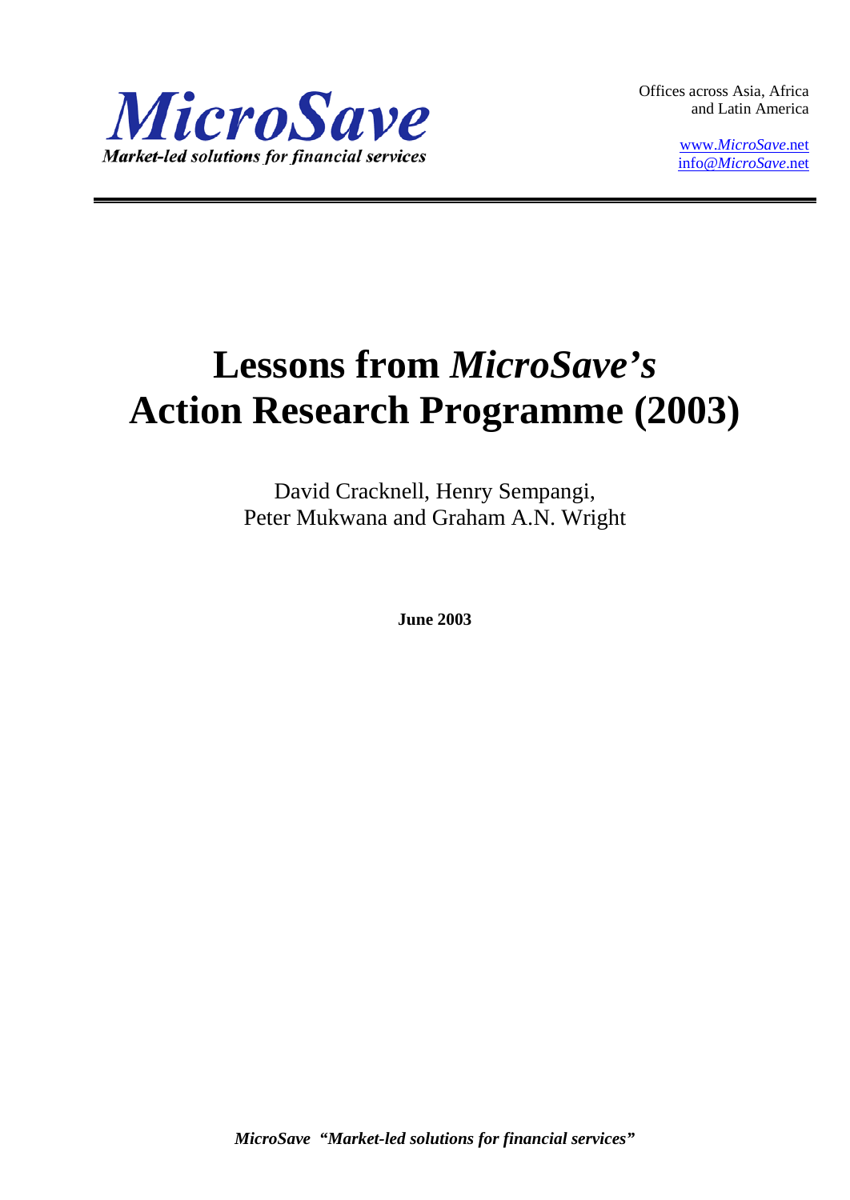*MicroSave*

***Market-led solutions for financial services***

Offices across Asia, Africa and Latin America

www.*MicroSave*.net
info@*MicroSave*.net

# Lessons from *MicroSave's* Action Research Programme (2003)

David Cracknell, Henry Sempangi, Peter Mukwana and Graham A.N. Wright

**June 2003**

***MicroSave "Market-led solutions for financial services"***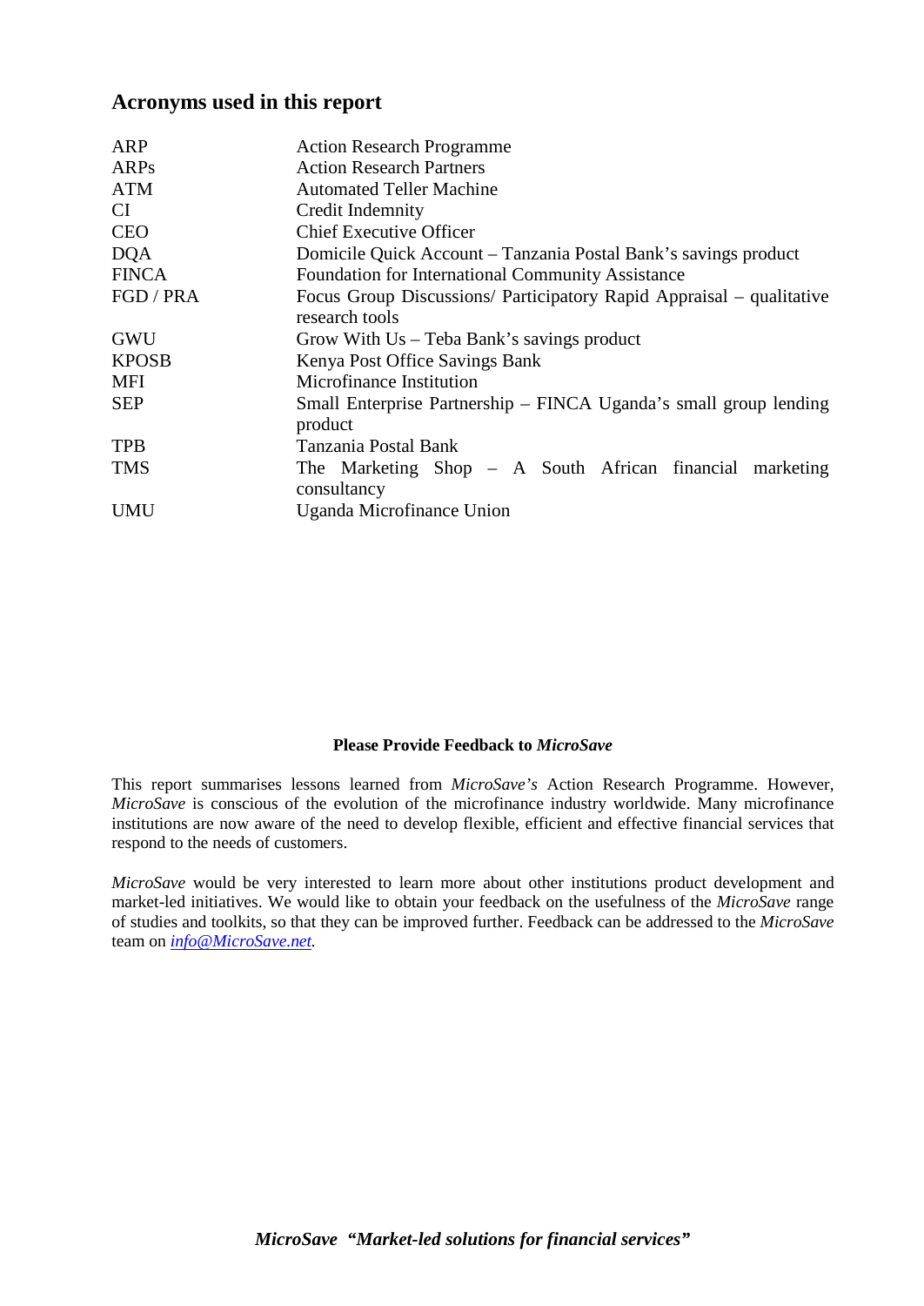## Acronyms used in this report

| | |
|---|---|
| ARP | Action Research Programme |
| ARPs | Action Research Partners |
| ATM | Automated Teller Machine |
| CI | Credit Indemnity |
| CEO | Chief Executive Officer |
| DQA | Domicile Quick Account – Tanzania Postal Bank's savings product |
| FINCA | Foundation for International Community Assistance |
| FGD / PRA | Focus Group Discussions/ Participatory Rapid Appraisal – qualitative research tools |
| GWU | Grow With Us – Teba Bank's savings product |
| KPOSB | Kenya Post Office Savings Bank |
| MFI | Microfinance Institution |
| SEP | Small Enterprise Partnership – FINCA Uganda's small group lending product |
| TPB | Tanzania Postal Bank |
| TMS | The Marketing Shop – A South African financial marketing consultancy |
| UMU | Uganda Microfinance Union |

**Please Provide Feedback to *MicroSave***

This report summarises lessons learned from *MicroSave's* Action Research Programme. However, *MicroSave* is conscious of the evolution of the microfinance industry worldwide. Many microfinance institutions are now aware of the need to develop flexible, efficient and effective financial services that respond to the needs of customers.

*MicroSave* would be very interested to learn more about other institutions product development and market-led initiatives. We would like to obtain your feedback on the usefulness of the *MicroSave* range of studies and toolkits, so that they can be improved further. Feedback can be addressed to the *MicroSave* team on *info@MicroSave.net*.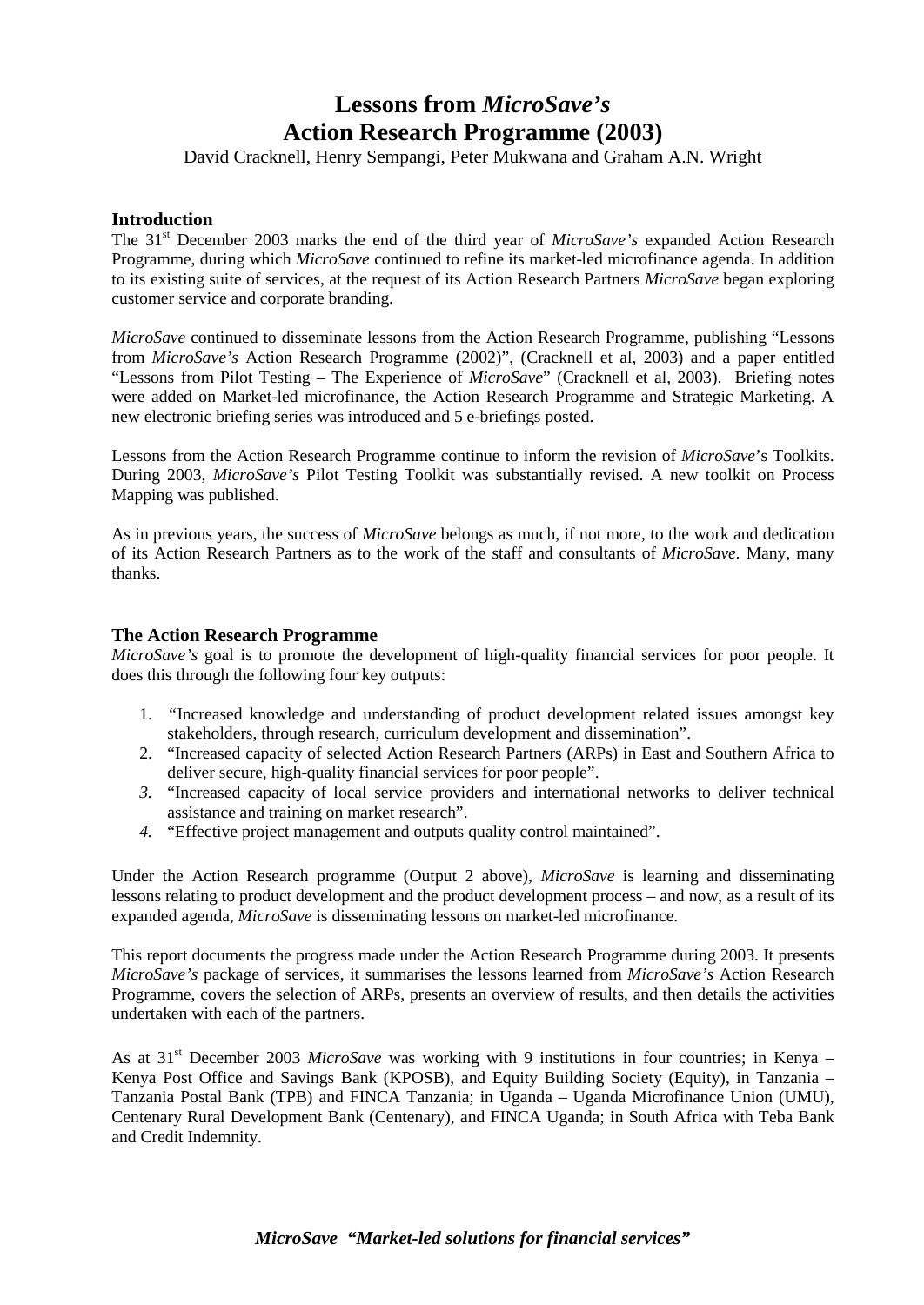// Lessons from *MicroSave's* Action Research Programme (2003)

David Cracknell, Henry Sempangi, Peter Mukwana and Graham A.N. Wright

## Introduction

The 31st December 2003 marks the end of the third year of *MicroSave's* expanded Action Research Programme, during which *MicroSave* continued to refine its market-led microfinance agenda. In addition to its existing suite of services, at the request of its Action Research Partners *MicroSave* began exploring customer service and corporate branding.

*MicroSave* continued to disseminate lessons from the Action Research Programme, publishing "Lessons from *MicroSave's* Action Research Programme (2002)", (Cracknell et al, 2003) and a paper entitled "Lessons from Pilot Testing – The Experience of *MicroSave*" (Cracknell et al, 2003). Briefing notes were added on Market-led microfinance, the Action Research Programme and Strategic Marketing. A new electronic briefing series was introduced and 5 e-briefings posted.

Lessons from the Action Research Programme continue to inform the revision of *MicroSave*'s Toolkits. During 2003, *MicroSave's* Pilot Testing Toolkit was substantially revised. A new toolkit on Process Mapping was published.

As in previous years, the success of *MicroSave* belongs as much, if not more, to the work and dedication of its Action Research Partners as to the work of the staff and consultants of *MicroSave*. Many, many thanks.

## The Action Research Programme

*MicroSave's* goal is to promote the development of high-quality financial services for poor people. It does this through the following four key outputs:

1. "Increased knowledge and understanding of product development related issues amongst key stakeholders, through research, curriculum development and dissemination".
2. "Increased capacity of selected Action Research Partners (ARPs) in East and Southern Africa to deliver secure, high-quality financial services for poor people".
3. "Increased capacity of local service providers and international networks to deliver technical assistance and training on market research".
4. "Effective project management and outputs quality control maintained".

Under the Action Research programme (Output 2 above), *MicroSave* is learning and disseminating lessons relating to product development and the product development process – and now, as a result of its expanded agenda, *MicroSave* is disseminating lessons on market-led microfinance.

This report documents the progress made under the Action Research Programme during 2003. It presents *MicroSave's* package of services, it summarises the lessons learned from *MicroSave's* Action Research Programme, covers the selection of ARPs, presents an overview of results, and then details the activities undertaken with each of the partners.

As at 31st December 2003 *MicroSave* was working with 9 institutions in four countries; in Kenya – Kenya Post Office and Savings Bank (KPOSB), and Equity Building Society (Equity), in Tanzania – Tanzania Postal Bank (TPB) and FINCA Tanzania; in Uganda – Uganda Microfinance Union (UMU), Centenary Rural Development Bank (Centenary), and FINCA Uganda; in South Africa with Teba Bank and Credit Indemnity.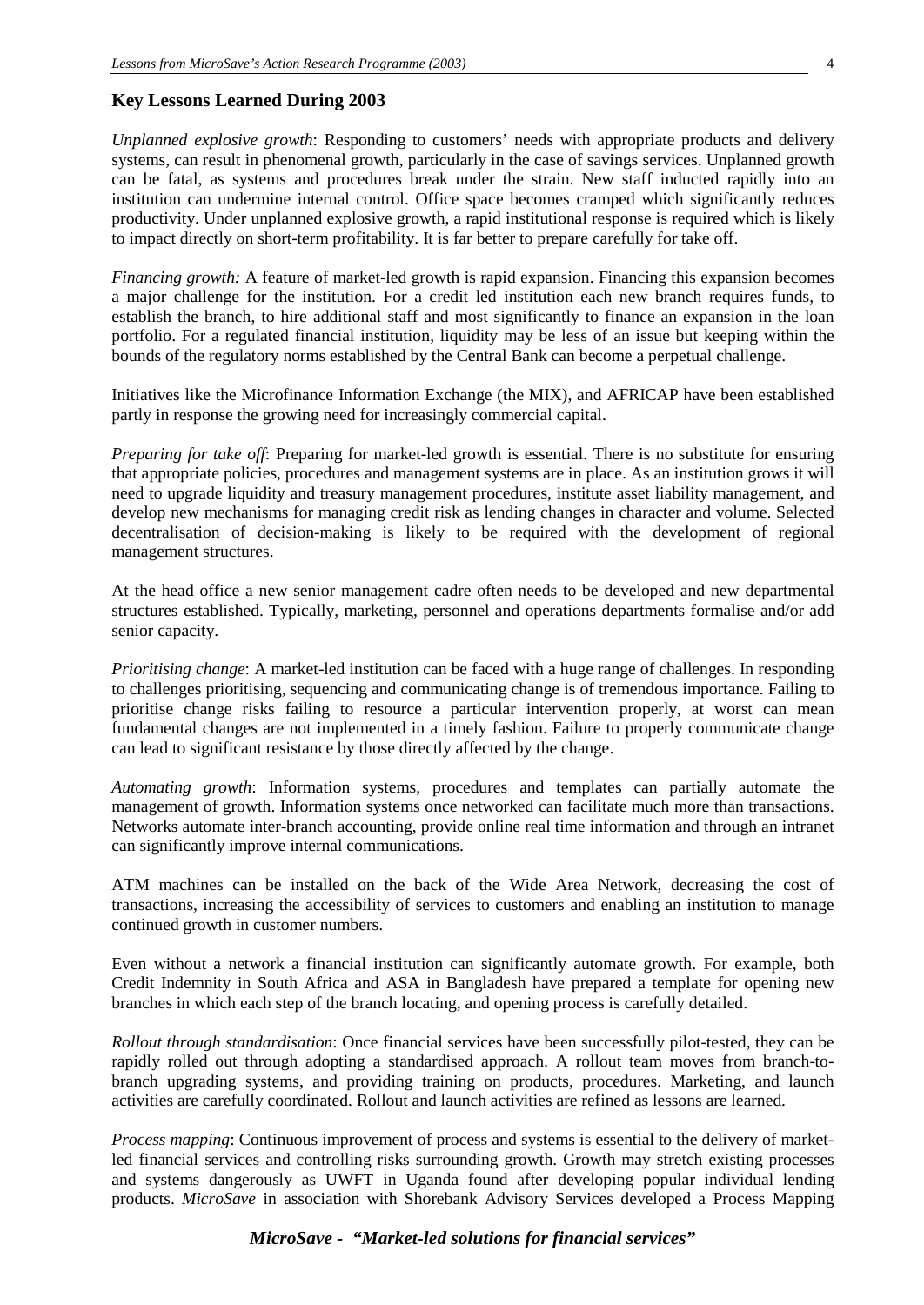## Key Lessons Learned During 2003

*Unplanned explosive growth*: Responding to customers' needs with appropriate products and delivery systems, can result in phenomenal growth, particularly in the case of savings services. Unplanned growth can be fatal, as systems and procedures break under the strain. New staff inducted rapidly into an institution can undermine internal control. Office space becomes cramped which significantly reduces productivity. Under unplanned explosive growth, a rapid institutional response is required which is likely to impact directly on short-term profitability. It is far better to prepare carefully for take off.

*Financing growth:* A feature of market-led growth is rapid expansion. Financing this expansion becomes a major challenge for the institution. For a credit led institution each new branch requires funds, to establish the branch, to hire additional staff and most significantly to finance an expansion in the loan portfolio. For a regulated financial institution, liquidity may be less of an issue but keeping within the bounds of the regulatory norms established by the Central Bank can become a perpetual challenge.

Initiatives like the Microfinance Information Exchange (the MIX), and AFRICAP have been established partly in response the growing need for increasingly commercial capital.

*Preparing for take off*: Preparing for market-led growth is essential. There is no substitute for ensuring that appropriate policies, procedures and management systems are in place. As an institution grows it will need to upgrade liquidity and treasury management procedures, institute asset liability management, and develop new mechanisms for managing credit risk as lending changes in character and volume. Selected decentralisation of decision-making is likely to be required with the development of regional management structures.

At the head office a new senior management cadre often needs to be developed and new departmental structures established. Typically, marketing, personnel and operations departments formalise and/or add senior capacity.

*Prioritising change*: A market-led institution can be faced with a huge range of challenges. In responding to challenges prioritising, sequencing and communicating change is of tremendous importance. Failing to prioritise change risks failing to resource a particular intervention properly, at worst can mean fundamental changes are not implemented in a timely fashion. Failure to properly communicate change can lead to significant resistance by those directly affected by the change.

*Automating growth*: Information systems, procedures and templates can partially automate the management of growth. Information systems once networked can facilitate much more than transactions. Networks automate inter-branch accounting, provide online real time information and through an intranet can significantly improve internal communications.

ATM machines can be installed on the back of the Wide Area Network, decreasing the cost of transactions, increasing the accessibility of services to customers and enabling an institution to manage continued growth in customer numbers.

Even without a network a financial institution can significantly automate growth. For example, both Credit Indemnity in South Africa and ASA in Bangladesh have prepared a template for opening new branches in which each step of the branch locating, and opening process is carefully detailed.

*Rollout through standardisation*: Once financial services have been successfully pilot-tested, they can be rapidly rolled out through adopting a standardised approach. A rollout team moves from branch-to-branch upgrading systems, and providing training on products, procedures. Marketing, and launch activities are carefully coordinated. Rollout and launch activities are refined as lessons are learned.

*Process mapping*: Continuous improvement of process and systems is essential to the delivery of market-led financial services and controlling risks surrounding growth. Growth may stretch existing processes and systems dangerously as UWFT in Uganda found after developing popular individual lending products. *MicroSave* in association with Shorebank Advisory Services developed a Process Mapping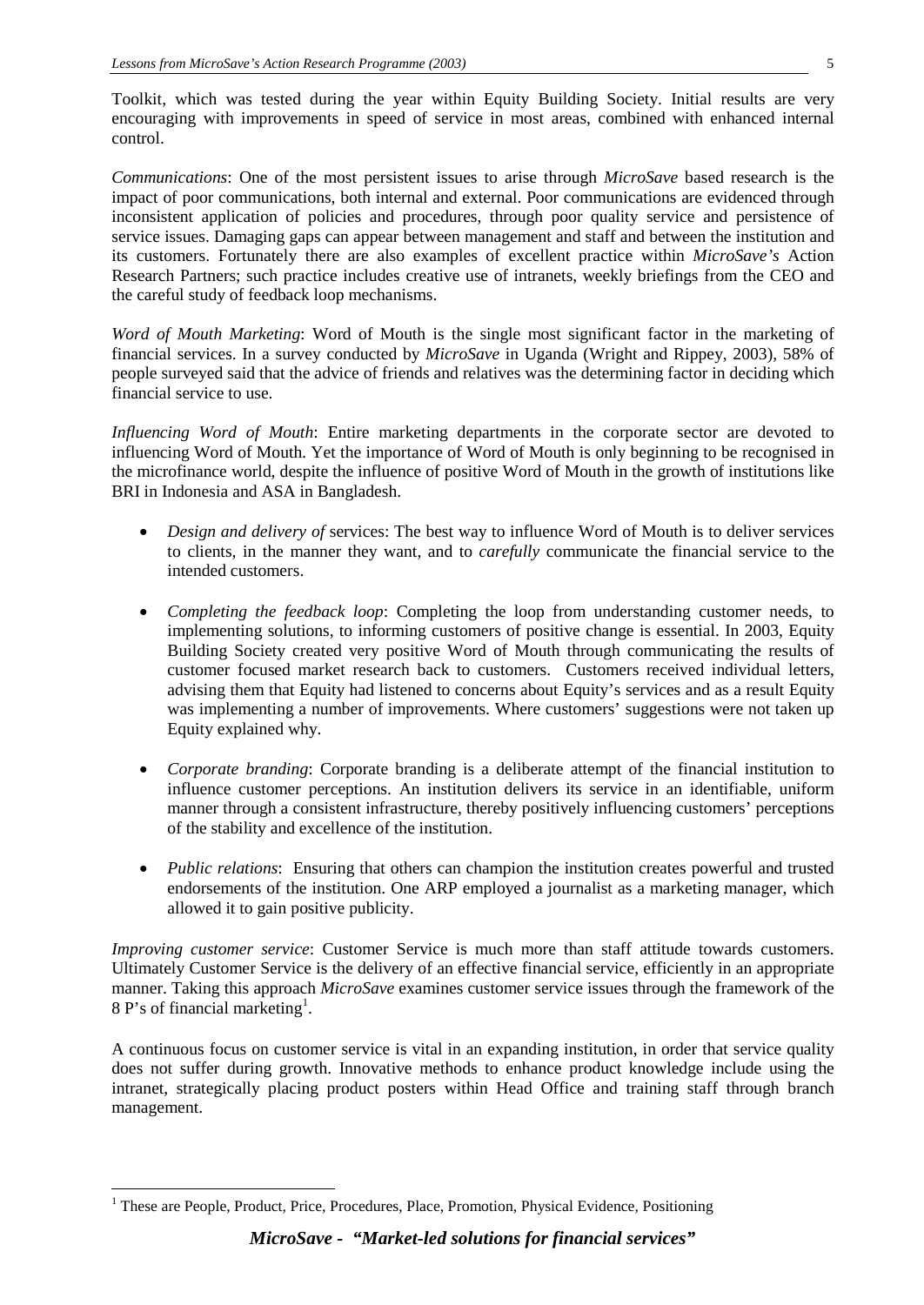Toolkit, which was tested during the year within Equity Building Society. Initial results are very encouraging with improvements in speed of service in most areas, combined with enhanced internal control.

*Communications*: One of the most persistent issues to arise through *MicroSave* based research is the impact of poor communications, both internal and external. Poor communications are evidenced through inconsistent application of policies and procedures, through poor quality service and persistence of service issues. Damaging gaps can appear between management and staff and between the institution and its customers. Fortunately there are also examples of excellent practice within *MicroSave's* Action Research Partners; such practice includes creative use of intranets, weekly briefings from the CEO and the careful study of feedback loop mechanisms.

*Word of Mouth Marketing*: Word of Mouth is the single most significant factor in the marketing of financial services. In a survey conducted by *MicroSave* in Uganda (Wright and Rippey, 2003), 58% of people surveyed said that the advice of friends and relatives was the determining factor in deciding which financial service to use.

*Influencing Word of Mouth*: Entire marketing departments in the corporate sector are devoted to influencing Word of Mouth. Yet the importance of Word of Mouth is only beginning to be recognised in the microfinance world, despite the influence of positive Word of Mouth in the growth of institutions like BRI in Indonesia and ASA in Bangladesh.

- *Design and delivery of* services: The best way to influence Word of Mouth is to deliver services to clients, in the manner they want, and to *carefully* communicate the financial service to the intended customers.

- *Completing the feedback loop*: Completing the loop from understanding customer needs, to implementing solutions, to informing customers of positive change is essential. In 2003, Equity Building Society created very positive Word of Mouth through communicating the results of customer focused market research back to customers. Customers received individual letters, advising them that Equity had listened to concerns about Equity's services and as a result Equity was implementing a number of improvements. Where customers' suggestions were not taken up Equity explained why.

- *Corporate branding*: Corporate branding is a deliberate attempt of the financial institution to influence customer perceptions. An institution delivers its service in an identifiable, uniform manner through a consistent infrastructure, thereby positively influencing customers' perceptions of the stability and excellence of the institution.

- *Public relations*: Ensuring that others can champion the institution creates powerful and trusted endorsements of the institution. One ARP employed a journalist as a marketing manager, which allowed it to gain positive publicity.

*Improving customer service*: Customer Service is much more than staff attitude towards customers. Ultimately Customer Service is the delivery of an effective financial service, efficiently in an appropriate manner. Taking this approach *MicroSave* examines customer service issues through the framework of the 8 P's of financial marketing[1].

A continuous focus on customer service is vital in an expanding institution, in order that service quality does not suffer during growth. Innovative methods to enhance product knowledge include using the intranet, strategically placing product posters within Head Office and training staff through branch management.

[1] These are People, Product, Price, Procedures, Place, Promotion, Physical Evidence, Positioning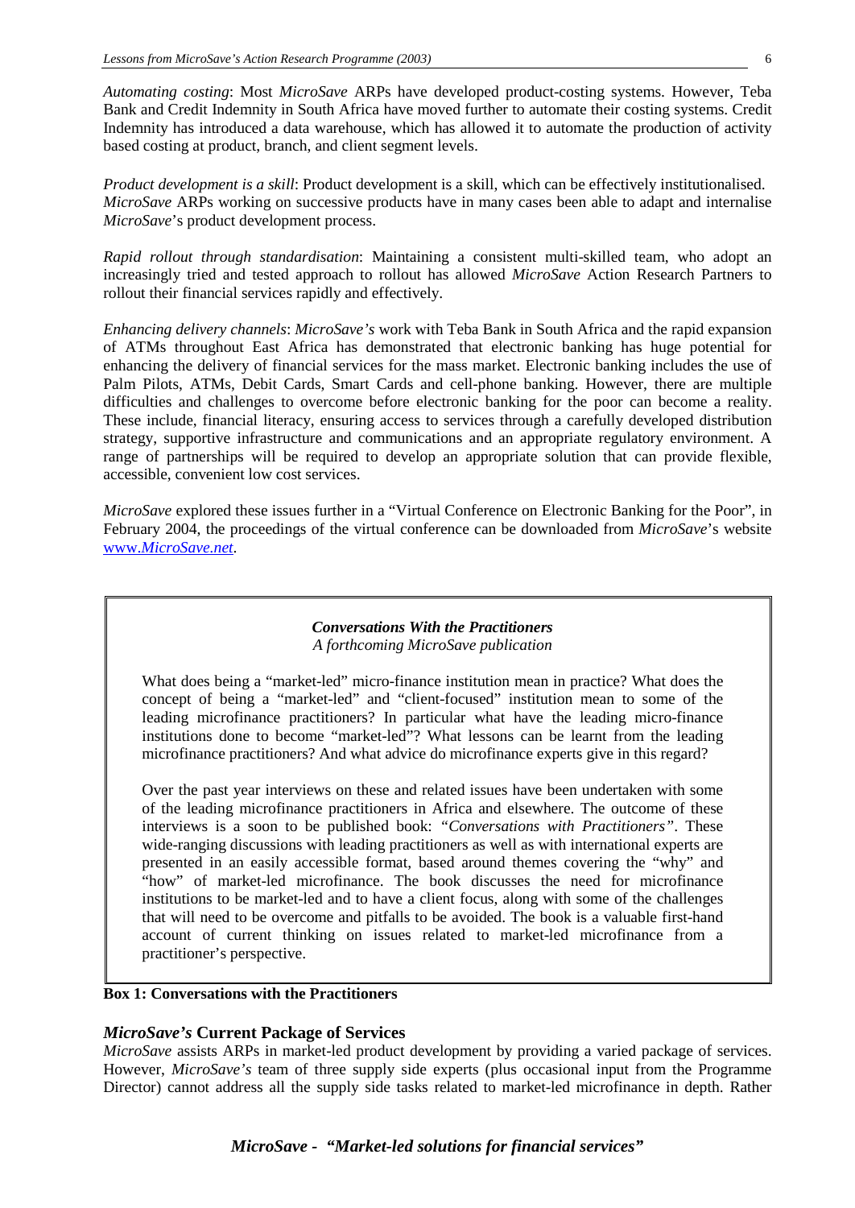*Automating costing*: Most *MicroSave* ARPs have developed product-costing systems. However, Teba Bank and Credit Indemnity in South Africa have moved further to automate their costing systems. Credit Indemnity has introduced a data warehouse, which has allowed it to automate the production of activity based costing at product, branch, and client segment levels.

*Product development is a skill*: Product development is a skill, which can be effectively institutionalised. *MicroSave* ARPs working on successive products have in many cases been able to adapt and internalise *MicroSave*'s product development process.

*Rapid rollout through standardisation*: Maintaining a consistent multi-skilled team, who adopt an increasingly tried and tested approach to rollout has allowed *MicroSave* Action Research Partners to rollout their financial services rapidly and effectively.

*Enhancing delivery channels*: *MicroSave's* work with Teba Bank in South Africa and the rapid expansion of ATMs throughout East Africa has demonstrated that electronic banking has huge potential for enhancing the delivery of financial services for the mass market. Electronic banking includes the use of Palm Pilots, ATMs, Debit Cards, Smart Cards and cell-phone banking. However, there are multiple difficulties and challenges to overcome before electronic banking for the poor can become a reality. These include, financial literacy, ensuring access to services through a carefully developed distribution strategy, supportive infrastructure and communications and an appropriate regulatory environment. A range of partnerships will be required to develop an appropriate solution that can provide flexible, accessible, convenient low cost services.

*MicroSave* explored these issues further in a "Virtual Conference on Electronic Banking for the Poor", in February 2004, the proceedings of the virtual conference can be downloaded from *MicroSave*'s website www.*MicroSave.net*.

***Conversations With the Practitioners***
*A forthcoming MicroSave publication*

What does being a "market-led" micro-finance institution mean in practice? What does the concept of being a "market-led" and "client-focused" institution mean to some of the leading microfinance practitioners? In particular what have the leading micro-finance institutions done to become "market-led"? What lessons can be learnt from the leading microfinance practitioners? And what advice do microfinance experts give in this regard?

Over the past year interviews on these and related issues have been undertaken with some of the leading microfinance practitioners in Africa and elsewhere. The outcome of these interviews is a soon to be published book: *"Conversations with Practitioners"*. These wide-ranging discussions with leading practitioners as well as with international experts are presented in an easily accessible format, based around themes covering the "why" and "how" of market-led microfinance. The book discusses the need for microfinance institutions to be market-led and to have a client focus, along with some of the challenges that will need to be overcome and pitfalls to be avoided. The book is a valuable first-hand account of current thinking on issues related to market-led microfinance from a practitioner's perspective.

**Box 1: Conversations with the Practitioners**

### *MicroSave's* Current Package of Services

*MicroSave* assists ARPs in market-led product development by providing a varied package of services. However, *MicroSave's* team of three supply side experts (plus occasional input from the Programme Director) cannot address all the supply side tasks related to market-led microfinance in depth. Rather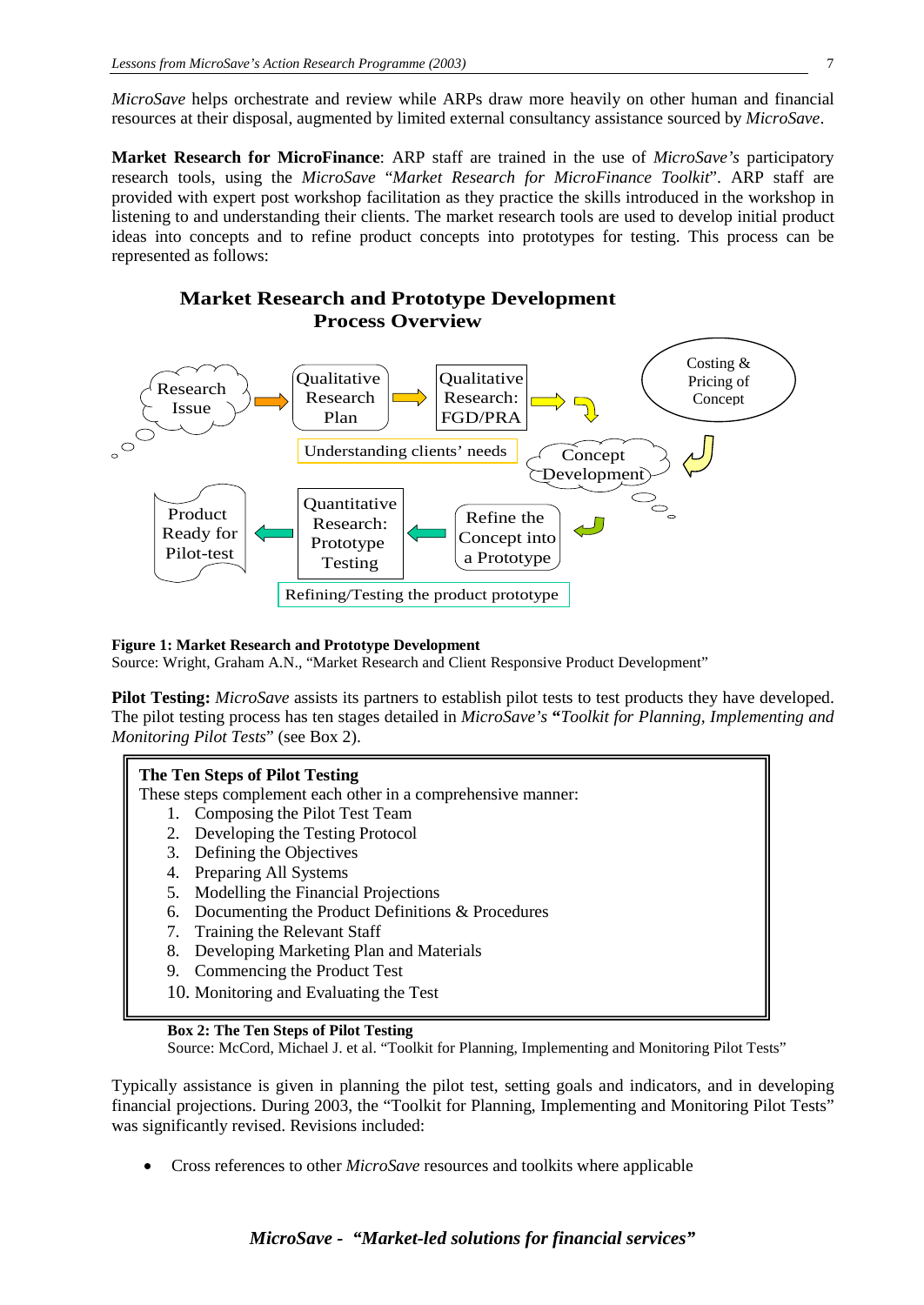*MicroSave* helps orchestrate and review while ARPs draw more heavily on other human and financial resources at their disposal, augmented by limited external consultancy assistance sourced by *MicroSave*.

**Market Research for MicroFinance**: ARP staff are trained in the use of *MicroSave's* participatory research tools, using the *MicroSave* "*Market Research for MicroFinance Toolkit*". ARP staff are provided with expert post workshop facilitation as they practice the skills introduced in the workshop in listening to and understanding their clients. The market research tools are used to develop initial product ideas into concepts and to refine product concepts into prototypes for testing. This process can be represented as follows:

**Market Research and Prototype Development Process Overview**

Research Issue → Qualitative Research Plan → Qualitative Research: FGD/PRA → Concept Development → Costing & Pricing of Concept → Refine the Concept into a Prototype → Quantitative Research: Prototype Testing → Product Ready for Pilot-test

Understanding clients' needs

Refining/Testing the product prototype

**Figure 1: Market Research and Prototype Development**
Source: Wright, Graham A.N., "Market Research and Client Responsive Product Development"

**Pilot Testing:** *MicroSave* assists its partners to establish pilot tests to test products they have developed. The pilot testing process has ten stages detailed in *MicroSave's* **"***Toolkit for Planning, Implementing and Monitoring Pilot Tests*" (see Box 2).

**The Ten Steps of Pilot Testing**

These steps complement each other in a comprehensive manner:

1. Composing the Pilot Test Team
2. Developing the Testing Protocol
3. Defining the Objectives
4. Preparing All Systems
5. Modelling the Financial Projections
6. Documenting the Product Definitions & Procedures
7. Training the Relevant Staff
8. Developing Marketing Plan and Materials
9. Commencing the Product Test
10. Monitoring and Evaluating the Test

**Box 2: The Ten Steps of Pilot Testing**
Source: McCord, Michael J. et al. "Toolkit for Planning, Implementing and Monitoring Pilot Tests"

Typically assistance is given in planning the pilot test, setting goals and indicators, and in developing financial projections. During 2003, the "Toolkit for Planning, Implementing and Monitoring Pilot Tests" was significantly revised. Revisions included:

- Cross references to other *MicroSave* resources and toolkits where applicable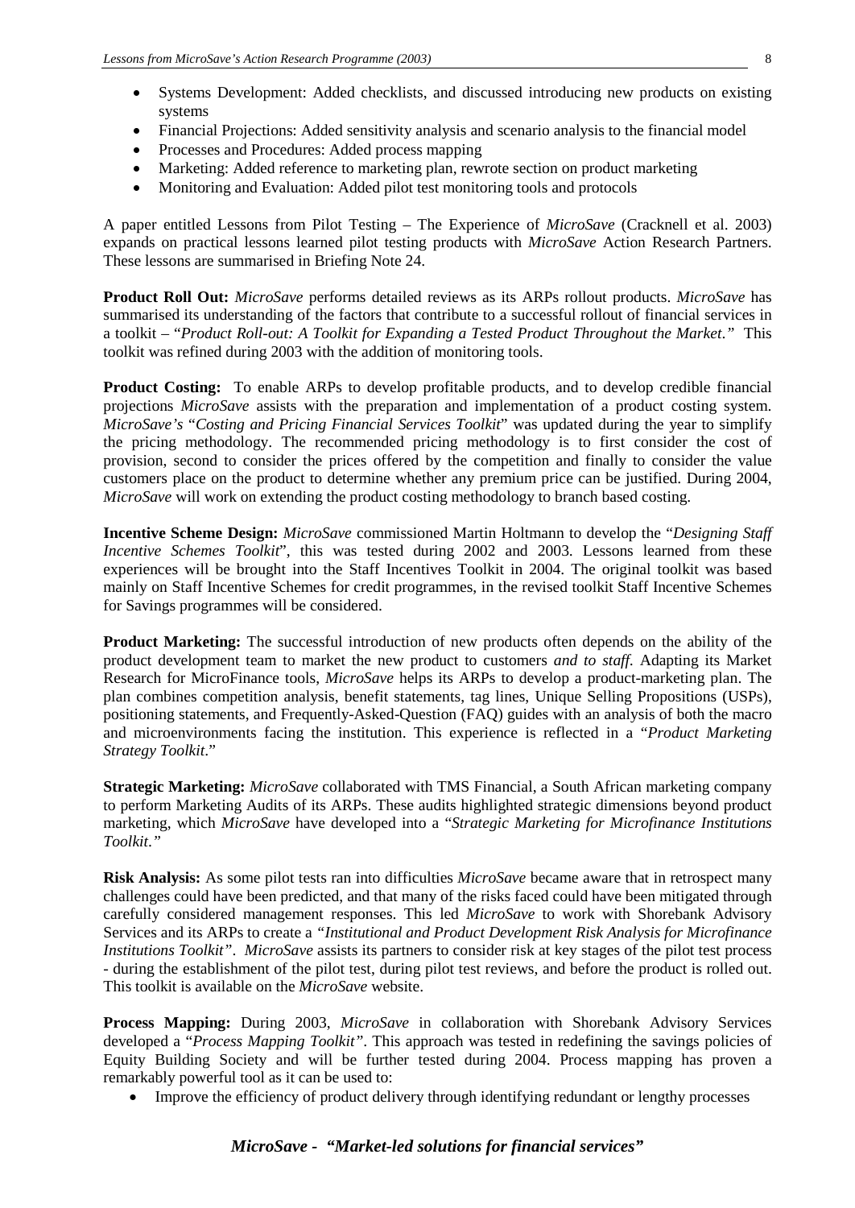- Systems Development: Added checklists, and discussed introducing new products on existing systems
- Financial Projections: Added sensitivity analysis and scenario analysis to the financial model
- Processes and Procedures: Added process mapping
- Marketing: Added reference to marketing plan, rewrote section on product marketing
- Monitoring and Evaluation: Added pilot test monitoring tools and protocols

A paper entitled Lessons from Pilot Testing – The Experience of *MicroSave* (Cracknell et al. 2003) expands on practical lessons learned pilot testing products with *MicroSave* Action Research Partners. These lessons are summarised in Briefing Note 24.

**Product Roll Out:** *MicroSave* performs detailed reviews as its ARPs rollout products. *MicroSave* has summarised its understanding of the factors that contribute to a successful rollout of financial services in a toolkit – "*Product Roll-out: A Toolkit for Expanding a Tested Product Throughout the Market."* This toolkit was refined during 2003 with the addition of monitoring tools.

**Product Costing:** To enable ARPs to develop profitable products, and to develop credible financial projections *MicroSave* assists with the preparation and implementation of a product costing system. *MicroSave's* "*Costing and Pricing Financial Services Toolkit*" was updated during the year to simplify the pricing methodology. The recommended pricing methodology is to first consider the cost of provision, second to consider the prices offered by the competition and finally to consider the value customers place on the product to determine whether any premium price can be justified. During 2004, *MicroSave* will work on extending the product costing methodology to branch based costing.

**Incentive Scheme Design:** *MicroSave* commissioned Martin Holtmann to develop the "*Designing Staff Incentive Schemes Toolkit*", this was tested during 2002 and 2003. Lessons learned from these experiences will be brought into the Staff Incentives Toolkit in 2004. The original toolkit was based mainly on Staff Incentive Schemes for credit programmes, in the revised toolkit Staff Incentive Schemes for Savings programmes will be considered.

**Product Marketing:** The successful introduction of new products often depends on the ability of the product development team to market the new product to customers *and to staff*. Adapting its Market Research for MicroFinance tools, *MicroSave* helps its ARPs to develop a product-marketing plan. The plan combines competition analysis, benefit statements, tag lines, Unique Selling Propositions (USPs), positioning statements, and Frequently-Asked-Question (FAQ) guides with an analysis of both the macro and microenvironments facing the institution. This experience is reflected in a "*Product Marketing Strategy Toolkit*."

**Strategic Marketing:** *MicroSave* collaborated with TMS Financial, a South African marketing company to perform Marketing Audits of its ARPs. These audits highlighted strategic dimensions beyond product marketing, which *MicroSave* have developed into a "*Strategic Marketing for Microfinance Institutions Toolkit."*

**Risk Analysis:** As some pilot tests ran into difficulties *MicroSave* became aware that in retrospect many challenges could have been predicted, and that many of the risks faced could have been mitigated through carefully considered management responses. This led *MicroSave* to work with Shorebank Advisory Services and its ARPs to create a *"Institutional and Product Development Risk Analysis for Microfinance Institutions Toolkit"*. *MicroSave* assists its partners to consider risk at key stages of the pilot test process - during the establishment of the pilot test, during pilot test reviews, and before the product is rolled out. This toolkit is available on the *MicroSave* website.

**Process Mapping:** During 2003, *MicroSave* in collaboration with Shorebank Advisory Services developed a "*Process Mapping Toolkit"*. This approach was tested in redefining the savings policies of Equity Building Society and will be further tested during 2004. Process mapping has proven a remarkably powerful tool as it can be used to:

- Improve the efficiency of product delivery through identifying redundant or lengthy processes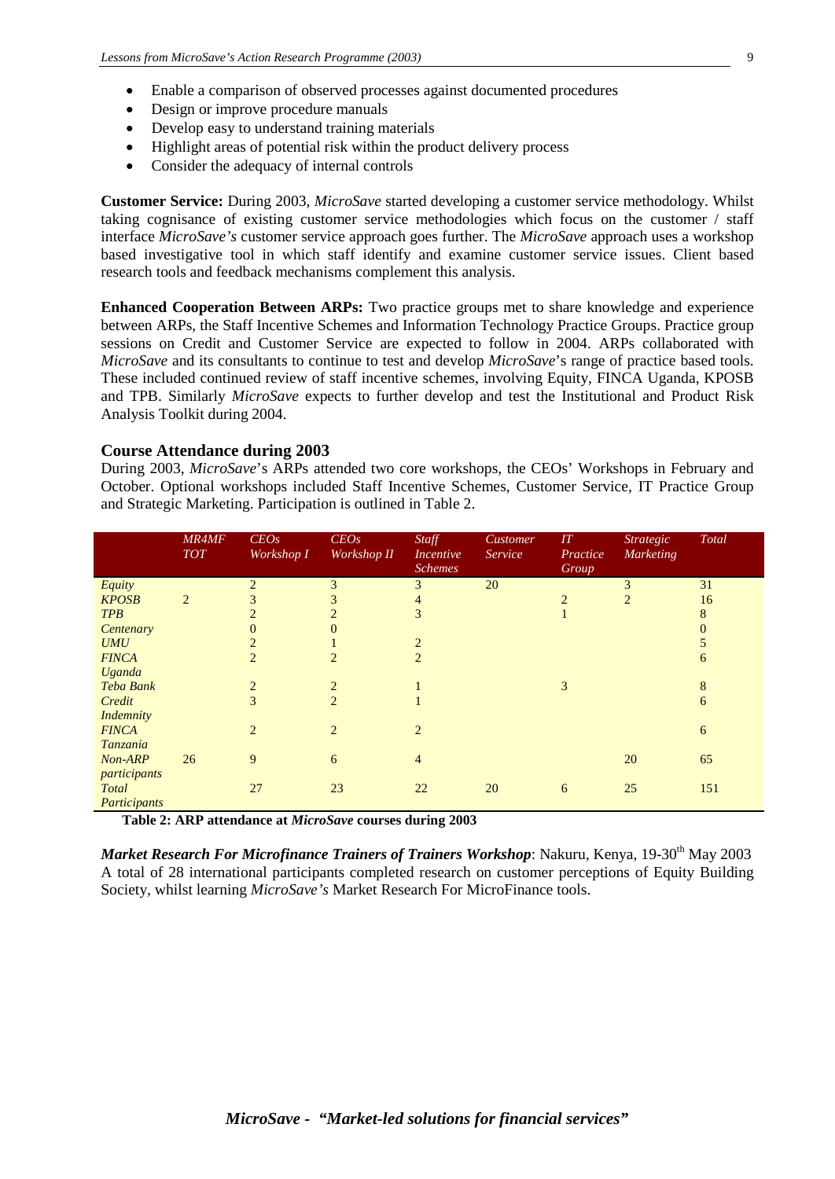- Enable a comparison of observed processes against documented procedures
- Design or improve procedure manuals
- Develop easy to understand training materials
- Highlight areas of potential risk within the product delivery process
- Consider the adequacy of internal controls

**Customer Service:** During 2003, *MicroSave* started developing a customer service methodology. Whilst taking cognisance of existing customer service methodologies which focus on the customer / staff interface *MicroSave's* customer service approach goes further. The *MicroSave* approach uses a workshop based investigative tool in which staff identify and examine customer service issues. Client based research tools and feedback mechanisms complement this analysis.

**Enhanced Cooperation Between ARPs:** Two practice groups met to share knowledge and experience between ARPs, the Staff Incentive Schemes and Information Technology Practice Groups. Practice group sessions on Credit and Customer Service are expected to follow in 2004. ARPs collaborated with *MicroSave* and its consultants to continue to test and develop *MicroSave*'s range of practice based tools. These included continued review of staff incentive schemes, involving Equity, FINCA Uganda, KPOSB and TPB. Similarly *MicroSave* expects to further develop and test the Institutional and Product Risk Analysis Toolkit during 2004.

### Course Attendance during 2003

During 2003, *MicroSave*'s ARPs attended two core workshops, the CEOs' Workshops in February and October. Optional workshops included Staff Incentive Schemes, Customer Service, IT Practice Group and Strategic Marketing. Participation is outlined in Table 2.

| | *MR4MF TOT* | *CEOs Workshop I* | *CEOs Workshop II* | *Staff Incentive Schemes* | *Customer Service* | *IT Practice Group* | *Strategic Marketing* | *Total* |
|---|---|---|---|---|---|---|---|---|
| *Equity* | | 2 | 3 | 3 | 20 | | 3 | 31 |
| *KPOSB* | 2 | 3 | 3 | 4 | | 2 | 2 | 16 |
| *TPB* | | 2 | 2 | 3 | | 1 | | 8 |
| *Centenary* | | 0 | 0 | | | | | 0 |
| *UMU* | | 2 | 1 | 2 | | | | 5 |
| *FINCA Uganda* | | 2 | 2 | 2 | | | | 6 |
| *Teba Bank* | | 2 | 2 | 1 | | 3 | | 8 |
| *Credit Indemnity* | | 3 | 2 | 1 | | | | 6 |
| *FINCA Tanzania* | | 2 | 2 | 2 | | | | 6 |
| *Non-ARP participants* | 26 | 9 | 6 | 4 | | | 20 | 65 |
| *Total Participants* | | 27 | 23 | 22 | 20 | 6 | 25 | 151 |

**Table 2: ARP attendance at *MicroSave* courses during 2003**

***Market Research For Microfinance Trainers of Trainers Workshop***: Nakuru, Kenya, 19-30th May 2003 A total of 28 international participants completed research on customer perceptions of Equity Building Society, whilst learning *MicroSave's* Market Research For MicroFinance tools.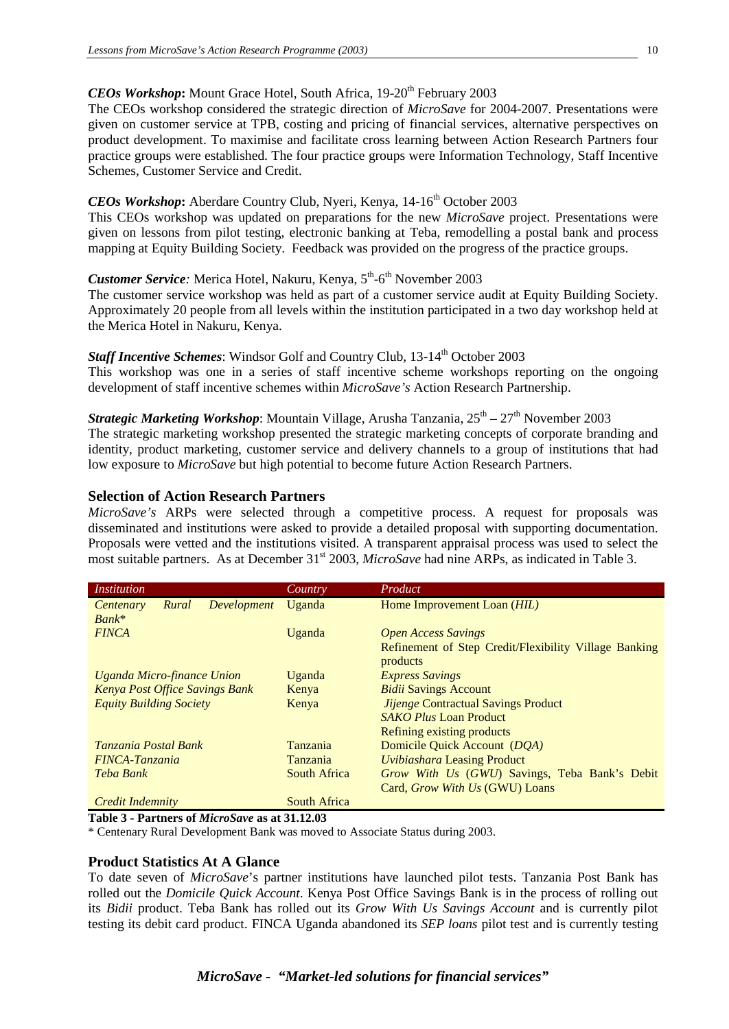***CEOs Workshop*:** Mount Grace Hotel, South Africa, 19-20th February 2003

The CEOs workshop considered the strategic direction of *MicroSave* for 2004-2007. Presentations were given on customer service at TPB, costing and pricing of financial services, alternative perspectives on product development. To maximise and facilitate cross learning between Action Research Partners four practice groups were established. The four practice groups were Information Technology, Staff Incentive Schemes, Customer Service and Credit.

***CEOs Workshop*:** Aberdare Country Club, Nyeri, Kenya, 14-16th October 2003

This CEOs workshop was updated on preparations for the new *MicroSave* project. Presentations were given on lessons from pilot testing, electronic banking at Teba, remodelling a postal bank and process mapping at Equity Building Society. Feedback was provided on the progress of the practice groups.

***Customer Service**:* Merica Hotel, Nakuru, Kenya, 5th-6th November 2003

The customer service workshop was held as part of a customer service audit at Equity Building Society. Approximately 20 people from all levels within the institution participated in a two day workshop held at the Merica Hotel in Nakuru, Kenya.

***Staff Incentive Schemes***: Windsor Golf and Country Club, 13-14th October 2003

This workshop was one in a series of staff incentive scheme workshops reporting on the ongoing development of staff incentive schemes within *MicroSave's* Action Research Partnership.

***Strategic Marketing Workshop***: Mountain Village, Arusha Tanzania, 25th – 27th November 2003

The strategic marketing workshop presented the strategic marketing concepts of corporate branding and identity, product marketing, customer service and delivery channels to a group of institutions that had low exposure to *MicroSave* but high potential to become future Action Research Partners.

## Selection of Action Research Partners

*MicroSave's* ARPs were selected through a competitive process. A request for proposals was disseminated and institutions were asked to provide a detailed proposal with supporting documentation. Proposals were vetted and the institutions visited. A transparent appraisal process was used to select the most suitable partners. As at December 31st 2003, *MicroSave* had nine ARPs, as indicated in Table 3.

| *Institution* | *Country* | *Product* |
|---|---|---|
| *Centenary Rural Development Bank\** | Uganda | Home Improvement Loan (*HIL)* |
| *FINCA* | Uganda | *Open Access Savings*<br>Refinement of Step Credit/Flexibility Village Banking products |
| *Uganda Micro-finance Union* | Uganda | *Express Savings* |
| *Kenya Post Office Savings Bank* | Kenya | *Bidii* Savings Account |
| *Equity Building Society* | Kenya | *Jijenge* Contractual Savings Product<br>*SAKO Plus* Loan Product<br>Refining existing products |
| *Tanzania Postal Bank* | Tanzania | Domicile Quick Account (*DQA)* |
| *FINCA-Tanzania* | Tanzania | *Uvibiashara* Leasing Product |
| *Teba Bank* | South Africa | *Grow With Us* (*GWU*) Savings, Teba Bank's Debit Card, *Grow With Us* (GWU) Loans |
| *Credit Indemnity* | South Africa | |

**Table 3 - Partners of *MicroSave* as at 31.12.03**

\* Centenary Rural Development Bank was moved to Associate Status during 2003.

## Product Statistics At A Glance

To date seven of *MicroSave*'s partner institutions have launched pilot tests. Tanzania Post Bank has rolled out the *Domicile Quick Account*. Kenya Post Office Savings Bank is in the process of rolling out its *Bidii* product. Teba Bank has rolled out its *Grow With Us Savings Account* and is currently pilot testing its debit card product. FINCA Uganda abandoned its *SEP loans* pilot test and is currently testing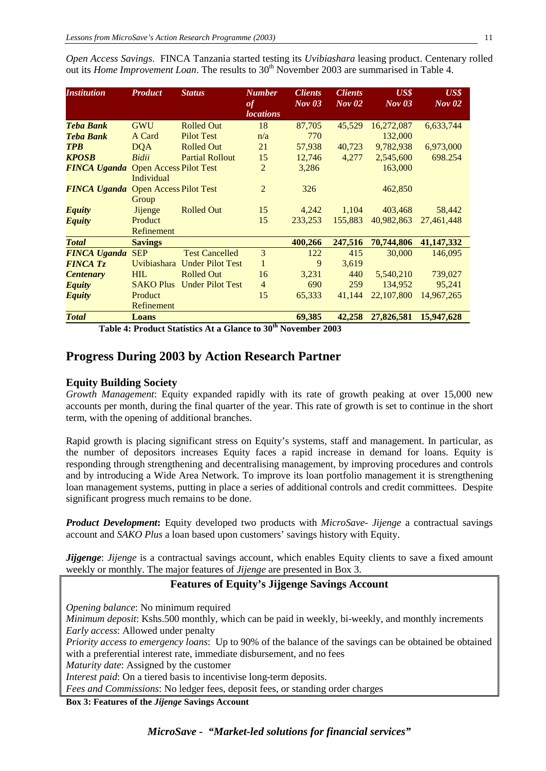*Open Access Savings*. FINCA Tanzania started testing its *Uvibiashara* leasing product. Centenary rolled out its *Home Improvement Loan*. The results to 30th November 2003 are summarised in Table 4.

| *Institution* | *Product* | *Status* | *Number of locations* | *Clients Nov 03* | *Clients Nov 02* | *US$ Nov 03* | *US$ Nov 02* |
|---|---|---|---|---|---|---|---|
| *Teba Bank* | GWU | Rolled Out | 18 | 87,705 | 45,529 | 16,272,087 | 6,633,744 |
| *Teba Bank* | A Card | Pilot Test | n/a | 770 | | 132,000 | |
| *TPB* | DQA | Rolled Out | 21 | 57,938 | 40,723 | 9,782,938 | 6,973,000 |
| *KPOSB* | *Bidii* | Partial Rollout | 15 | 12,746 | 4,277 | 2,545,600 | 698.254 |
| *FINCA Uganda* | Open Access Individual | Pilot Test | 2 | 3,286 | | 163,000 | |
| *FINCA Uganda* | Open Access Group | Pilot Test | 2 | 326 | | 462,850 | |
| *Equity* | Jijenge | Rolled Out | 15 | 4,242 | 1,104 | 403,468 | 58,442 |
| *Equity* | Product Refinement | | 15 | 233,253 | 155,883 | 40,982,863 | 27,461,448 |
| ***Total*** | **Savings** | | | **400,266** | **247,516** | **70,744,806** | **41,147,332** |
| *FINCA Uganda* | SEP | Test Cancelled | 3 | 122 | 415 | 30,000 | 146,095 |
| *FINCA Tz* | Uvibiashara | Under Pilot Test | 1 | 9 | 3,619 | | |
| *Centenary* | HIL | Rolled Out | 16 | 3,231 | 440 | 5,540,210 | 739,027 |
| *Equity* | SAKO Plus | Under Pilot Test | 4 | 690 | 259 | 134,952 | 95,241 |
| *Equity* | Product Refinement | | 15 | 65,333 | 41,144 | 22,107,800 | 14,967,265 |
| ***Total*** | **Loans** | | | **69,385** | **42,258** | **27,826,581** | **15,947,628** |

**Table 4: Product Statistics At a Glance to 30th November 2003**

## Progress During 2003 by Action Research Partner

### Equity Building Society

*Growth Management*: Equity expanded rapidly with its rate of growth peaking at over 15,000 new accounts per month, during the final quarter of the year. This rate of growth is set to continue in the short term, with the opening of additional branches.

Rapid growth is placing significant stress on Equity's systems, staff and management. In particular, as the number of depositors increases Equity faces a rapid increase in demand for loans. Equity is responding through strengthening and decentralising management, by improving procedures and controls and by introducing a Wide Area Network. To improve its loan portfolio management it is strengthening loan management systems, putting in place a series of additional controls and credit committees. Despite significant progress much remains to be done.

***Product Development*:** Equity developed two products with *MicroSave*- *Jijenge* a contractual savings account and *SAKO Plus* a loan based upon customers' savings history with Equity.

***Jijgenge***: *Jijenge* is a contractual savings account, which enables Equity clients to save a fixed amount weekly or monthly. The major features of *Jijenge* are presented in Box 3.

**Features of Equity's Jijgenge Savings Account**

*Opening balance*: No minimum required
*Minimum deposit*: Kshs.500 monthly, which can be paid in weekly, bi-weekly, and monthly increments
*Early access*: Allowed under penalty
*Priority access to emergency loans*: Up to 90% of the balance of the savings can be obtained be obtained with a preferential interest rate, immediate disbursement, and no fees
*Maturity date*: Assigned by the customer
*Interest paid*: On a tiered basis to incentivise long-term deposits.
*Fees and Commissions*: No ledger fees, deposit fees, or standing order charges

**Box 3: Features of the *Jijenge* Savings Account**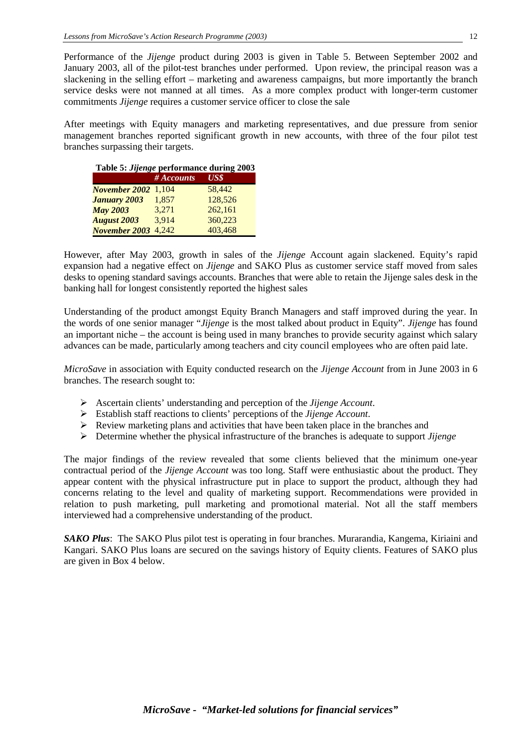Performance of the *Jijenge* product during 2003 is given in Table 5. Between September 2002 and January 2003, all of the pilot-test branches under performed. Upon review, the principal reason was a slackening in the selling effort – marketing and awareness campaigns, but more importantly the branch service desks were not manned at all times. As a more complex product with longer-term customer commitments *Jijenge* requires a customer service officer to close the sale

After meetings with Equity managers and marketing representatives, and due pressure from senior management branches reported significant growth in new accounts, with three of the four pilot test branches surpassing their targets.

**Table 5: *Jijenge* performance during 2003**

| | *# Accounts* | *US$* |
|---|---|---|
| ***November 2002*** | 1,104 | 58,442 |
| ***January 2003*** | 1,857 | 128,526 |
| ***May 2003*** | 3,271 | 262,161 |
| ***August 2003*** | 3,914 | 360,223 |
| ***November 2003*** | 4,242 | 403,468 |

However, after May 2003, growth in sales of the *Jijenge* Account again slackened. Equity's rapid expansion had a negative effect on *Jijenge* and SAKO Plus as customer service staff moved from sales desks to opening standard savings accounts. Branches that were able to retain the Jijenge sales desk in the banking hall for longest consistently reported the highest sales

Understanding of the product amongst Equity Branch Managers and staff improved during the year. In the words of one senior manager "*Jijenge* is the most talked about product in Equity". *Jijenge* has found an important niche – the account is being used in many branches to provide security against which salary advances can be made, particularly among teachers and city council employees who are often paid late.

*MicroSave* in association with Equity conducted research on the *Jijenge Account* from in June 2003 in 6 branches. The research sought to:

- Ascertain clients' understanding and perception of the *Jijenge Account*.
- Establish staff reactions to clients' perceptions of the *Jijenge Account*.
- Review marketing plans and activities that have been taken place in the branches and
- Determine whether the physical infrastructure of the branches is adequate to support *Jijenge*

The major findings of the review revealed that some clients believed that the minimum one-year contractual period of the *Jijenge Account* was too long. Staff were enthusiastic about the product. They appear content with the physical infrastructure put in place to support the product, although they had concerns relating to the level and quality of marketing support. Recommendations were provided in relation to push marketing, pull marketing and promotional material. Not all the staff members interviewed had a comprehensive understanding of the product.

***SAKO Plus***: The SAKO Plus pilot test is operating in four branches. Murarandia, Kangema, Kiriaini and Kangari. SAKO Plus loans are secured on the savings history of Equity clients. Features of SAKO plus are given in Box 4 below.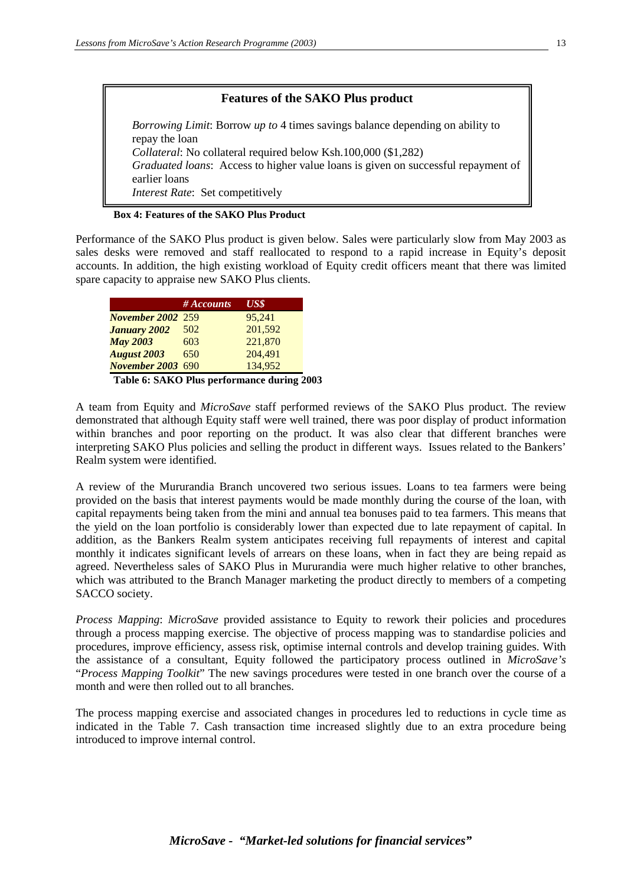### Features of the SAKO Plus product

*Borrowing Limit*: Borrow *up to* 4 times savings balance depending on ability to repay the loan
*Collateral*: No collateral required below Ksh.100,000 ($1,282)
*Graduated loans*: Access to higher value loans is given on successful repayment of earlier loans
*Interest Rate*: Set competitively

**Box 4: Features of the SAKO Plus Product**

Performance of the SAKO Plus product is given below. Sales were particularly slow from May 2003 as sales desks were removed and staff reallocated to respond to a rapid increase in Equity's deposit accounts. In addition, the high existing workload of Equity credit officers meant that there was limited spare capacity to appraise new SAKO Plus clients.

| | *# Accounts* | *US$* |
|---|---|---|
| ***November 2002*** | 259 | 95,241 |
| ***January 2002*** | 502 | 201,592 |
| ***May 2003*** | 603 | 221,870 |
| ***August 2003*** | 650 | 204,491 |
| ***November 2003*** | 690 | 134,952 |

**Table 6: SAKO Plus performance during 2003**

A team from Equity and *MicroSave* staff performed reviews of the SAKO Plus product. The review demonstrated that although Equity staff were well trained, there was poor display of product information within branches and poor reporting on the product. It was also clear that different branches were interpreting SAKO Plus policies and selling the product in different ways. Issues related to the Bankers' Realm system were identified.

A review of the Mururandia Branch uncovered two serious issues. Loans to tea farmers were being provided on the basis that interest payments would be made monthly during the course of the loan, with capital repayments being taken from the mini and annual tea bonuses paid to tea farmers. This means that the yield on the loan portfolio is considerably lower than expected due to late repayment of capital. In addition, as the Bankers Realm system anticipates receiving full repayments of interest and capital monthly it indicates significant levels of arrears on these loans, when in fact they are being repaid as agreed. Nevertheless sales of SAKO Plus in Mururandia were much higher relative to other branches, which was attributed to the Branch Manager marketing the product directly to members of a competing SACCO society.

*Process Mapping*: *MicroSave* provided assistance to Equity to rework their policies and procedures through a process mapping exercise. The objective of process mapping was to standardise policies and procedures, improve efficiency, assess risk, optimise internal controls and develop training guides. With the assistance of a consultant, Equity followed the participatory process outlined in *MicroSave's* "*Process Mapping Toolkit*" The new savings procedures were tested in one branch over the course of a month and were then rolled out to all branches.

The process mapping exercise and associated changes in procedures led to reductions in cycle time as indicated in the Table 7. Cash transaction time increased slightly due to an extra procedure being introduced to improve internal control.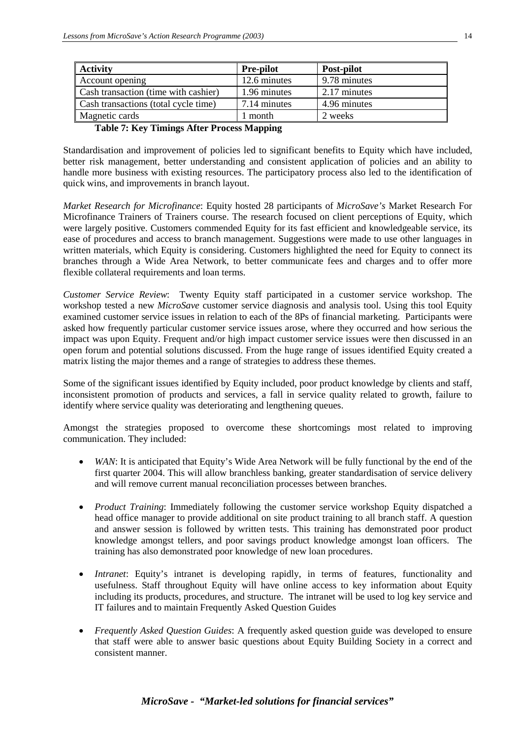| Activity | Pre-pilot | Post-pilot |
| --- | --- | --- |
| Account opening | 12.6 minutes | 9.78 minutes |
| Cash transaction (time with cashier) | 1.96 minutes | 2.17 minutes |
| Cash transactions (total cycle time) | 7.14 minutes | 4.96 minutes |
| Magnetic cards | 1 month | 2 weeks |

**Table 7: Key Timings After Process Mapping**

Standardisation and improvement of policies led to significant benefits to Equity which have included, better risk management, better understanding and consistent application of policies and an ability to handle more business with existing resources. The participatory process also led to the identification of quick wins, and improvements in branch layout.

*Market Research for Microfinance*: Equity hosted 28 participants of *MicroSave's* Market Research For Microfinance Trainers of Trainers course. The research focused on client perceptions of Equity, which were largely positive. Customers commended Equity for its fast efficient and knowledgeable service, its ease of procedures and access to branch management. Suggestions were made to use other languages in written materials, which Equity is considering. Customers highlighted the need for Equity to connect its branches through a Wide Area Network, to better communicate fees and charges and to offer more flexible collateral requirements and loan terms.

*Customer Service Review*: Twenty Equity staff participated in a customer service workshop. The workshop tested a new *MicroSave* customer service diagnosis and analysis tool. Using this tool Equity examined customer service issues in relation to each of the 8Ps of financial marketing. Participants were asked how frequently particular customer service issues arose, where they occurred and how serious the impact was upon Equity. Frequent and/or high impact customer service issues were then discussed in an open forum and potential solutions discussed. From the huge range of issues identified Equity created a matrix listing the major themes and a range of strategies to address these themes.

Some of the significant issues identified by Equity included, poor product knowledge by clients and staff, inconsistent promotion of products and services, a fall in service quality related to growth, failure to identify where service quality was deteriorating and lengthening queues.

Amongst the strategies proposed to overcome these shortcomings most related to improving communication. They included:

- *WAN*: It is anticipated that Equity's Wide Area Network will be fully functional by the end of the first quarter 2004. This will allow branchless banking, greater standardisation of service delivery and will remove current manual reconciliation processes between branches.
- *Product Training*: Immediately following the customer service workshop Equity dispatched a head office manager to provide additional on site product training to all branch staff. A question and answer session is followed by written tests. This training has demonstrated poor product knowledge amongst tellers, and poor savings product knowledge amongst loan officers. The training has also demonstrated poor knowledge of new loan procedures.
- *Intranet*: Equity's intranet is developing rapidly, in terms of features, functionality and usefulness. Staff throughout Equity will have online access to key information about Equity including its products, procedures, and structure. The intranet will be used to log key service and IT failures and to maintain Frequently Asked Question Guides
- *Frequently Asked Question Guides*: A frequently asked question guide was developed to ensure that staff were able to answer basic questions about Equity Building Society in a correct and consistent manner.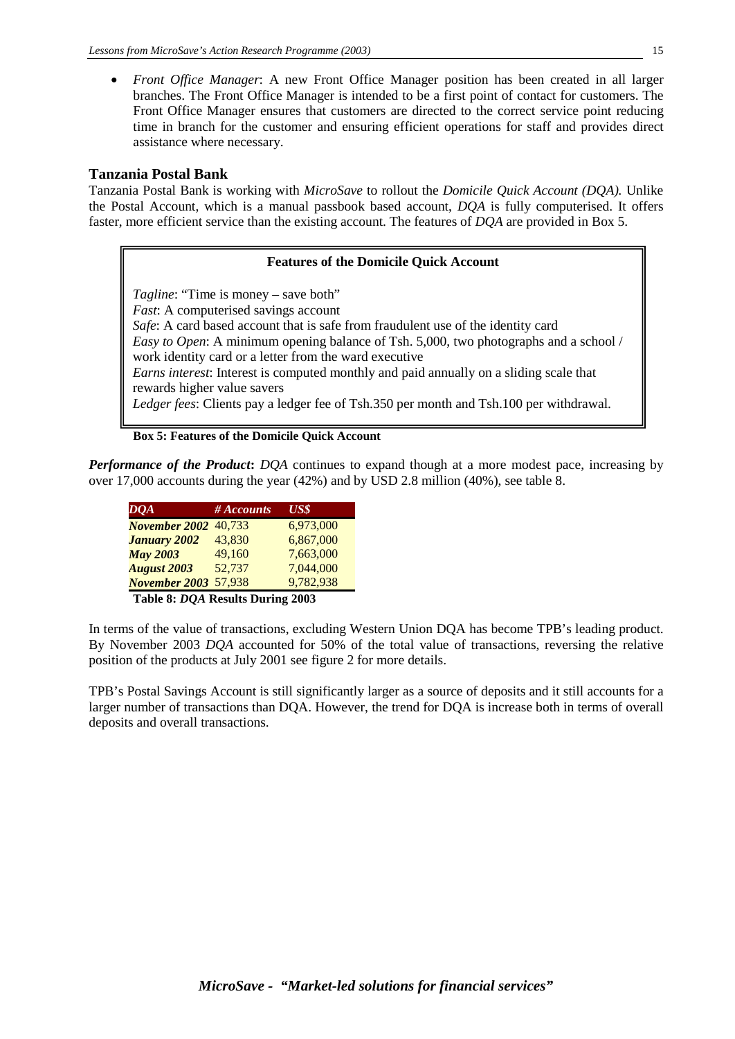- *Front Office Manager*: A new Front Office Manager position has been created in all larger branches. The Front Office Manager is intended to be a first point of contact for customers. The Front Office Manager ensures that customers are directed to the correct service point reducing time in branch for the customer and ensuring efficient operations for staff and provides direct assistance where necessary.

### Tanzania Postal Bank

Tanzania Postal Bank is working with *MicroSave* to rollout the *Domicile Quick Account (DQA).* Unlike the Postal Account, which is a manual passbook based account, *DQA* is fully computerised. It offers faster, more efficient service than the existing account. The features of *DQA* are provided in Box 5.

> **Features of the Domicile Quick Account**
>
> *Tagline*: "Time is money – save both"
> *Fast*: A computerised savings account
> *Safe*: A card based account that is safe from fraudulent use of the identity card
> *Easy to Open*: A minimum opening balance of Tsh. 5,000, two photographs and a school / work identity card or a letter from the ward executive
> *Earns interest*: Interest is computed monthly and paid annually on a sliding scale that rewards higher value savers
> *Ledger fees*: Clients pay a ledger fee of Tsh.350 per month and Tsh.100 per withdrawal.

**Box 5: Features of the Domicile Quick Account**

***Performance of the Product*:** *DQA* continues to expand though at a more modest pace, increasing by over 17,000 accounts during the year (42%) and by USD 2.8 million (40%), see table 8.

| *DQA* | *# Accounts* | *US$* |
|---|---|---|
| ***November 2002*** | 40,733 | 6,973,000 |
| ***January 2002*** | 43,830 | 6,867,000 |
| ***May 2003*** | 49,160 | 7,663,000 |
| ***August 2003*** | 52,737 | 7,044,000 |
| ***November 2003*** | 57,938 | 9,782,938 |

**Table 8: *DQA* Results During 2003**

In terms of the value of transactions, excluding Western Union DQA has become TPB's leading product. By November 2003 *DQA* accounted for 50% of the total value of transactions, reversing the relative position of the products at July 2001 see figure 2 for more details.

TPB's Postal Savings Account is still significantly larger as a source of deposits and it still accounts for a larger number of transactions than DQA. However, the trend for DQA is increase both in terms of overall deposits and overall transactions.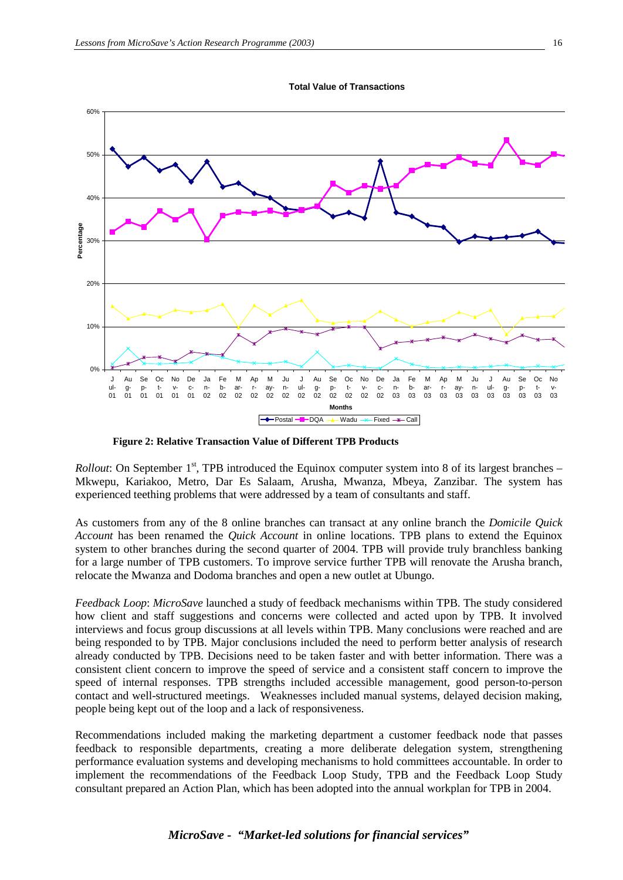**Total Value of Transactions**

**Figure 2: Relative Transaction Value of Different TPB Products**

*Rollout*: On September 1st, TPB introduced the Equinox computer system into 8 of its largest branches – Mkwepu, Kariakoo, Metro, Dar Es Salaam, Arusha, Mwanza, Mbeya, Zanzibar. The system has experienced teething problems that were addressed by a team of consultants and staff.

As customers from any of the 8 online branches can transact at any online branch the *Domicile Quick Account* has been renamed the *Quick Account* in online locations. TPB plans to extend the Equinox system to other branches during the second quarter of 2004. TPB will provide truly branchless banking for a large number of TPB customers. To improve service further TPB will renovate the Arusha branch, relocate the Mwanza and Dodoma branches and open a new outlet at Ubungo.

*Feedback Loop*: *MicroSave* launched a study of feedback mechanisms within TPB. The study considered how client and staff suggestions and concerns were collected and acted upon by TPB. It involved interviews and focus group discussions at all levels within TPB. Many conclusions were reached and are being responded to by TPB. Major conclusions included the need to perform better analysis of research already conducted by TPB. Decisions need to be taken faster and with better information. There was a consistent client concern to improve the speed of service and a consistent staff concern to improve the speed of internal responses. TPB strengths included accessible management, good person-to-person contact and well-structured meetings. Weaknesses included manual systems, delayed decision making, people being kept out of the loop and a lack of responsiveness.

Recommendations included making the marketing department a customer feedback node that passes feedback to responsible departments, creating a more deliberate delegation system, strengthening performance evaluation systems and developing mechanisms to hold committees accountable. In order to implement the recommendations of the Feedback Loop Study, TPB and the Feedback Loop Study consultant prepared an Action Plan, which has been adopted into the annual workplan for TPB in 2004.

*MicroSave - "Market-led solutions for financial services"*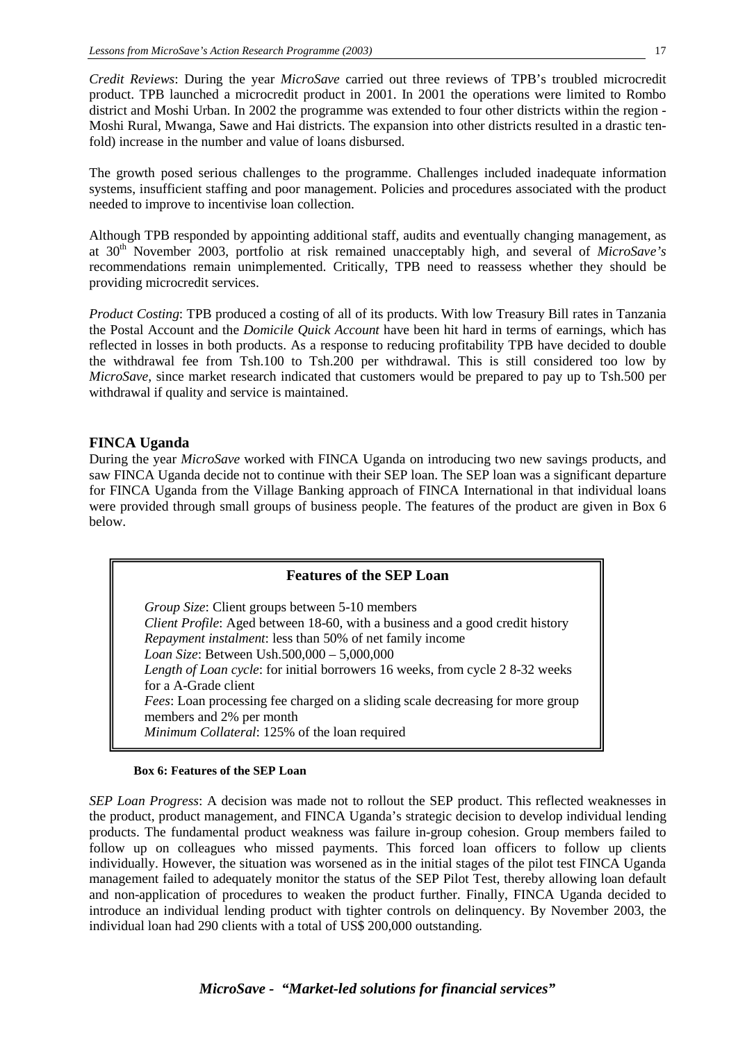*Credit Reviews*: During the year *MicroSave* carried out three reviews of TPB's troubled microcredit product. TPB launched a microcredit product in 2001. In 2001 the operations were limited to Rombo district and Moshi Urban. In 2002 the programme was extended to four other districts within the region - Moshi Rural, Mwanga, Sawe and Hai districts. The expansion into other districts resulted in a drastic ten-fold) increase in the number and value of loans disbursed.

The growth posed serious challenges to the programme. Challenges included inadequate information systems, insufficient staffing and poor management. Policies and procedures associated with the product needed to improve to incentivise loan collection.

Although TPB responded by appointing additional staff, audits and eventually changing management, as at 30th November 2003, portfolio at risk remained unacceptably high, and several of *MicroSave's* recommendations remain unimplemented. Critically, TPB need to reassess whether they should be providing microcredit services.

*Product Costing*: TPB produced a costing of all of its products. With low Treasury Bill rates in Tanzania the Postal Account and the *Domicile Quick Account* have been hit hard in terms of earnings, which has reflected in losses in both products. As a response to reducing profitability TPB have decided to double the withdrawal fee from Tsh.100 to Tsh.200 per withdrawal. This is still considered too low by *MicroSave*, since market research indicated that customers would be prepared to pay up to Tsh.500 per withdrawal if quality and service is maintained.

## FINCA Uganda

During the year *MicroSave* worked with FINCA Uganda on introducing two new savings products, and saw FINCA Uganda decide not to continue with their SEP loan. The SEP loan was a significant departure for FINCA Uganda from the Village Banking approach of FINCA International in that individual loans were provided through small groups of business people. The features of the product are given in Box 6 below.

> **Features of the SEP Loan**
>
> *Group Size*: Client groups between 5-10 members
> *Client Profile*: Aged between 18-60, with a business and a good credit history
> *Repayment instalment*: less than 50% of net family income
> *Loan Size*: Between Ush.500,000 – 5,000,000
> *Length of Loan cycle*: for initial borrowers 16 weeks, from cycle 2 8-32 weeks for a A-Grade client
> *Fees*: Loan processing fee charged on a sliding scale decreasing for more group members and 2% per month
> *Minimum Collateral*: 125% of the loan required

**Box 6: Features of the SEP Loan**

*SEP Loan Progress*: A decision was made not to rollout the SEP product. This reflected weaknesses in the product, product management, and FINCA Uganda's strategic decision to develop individual lending products. The fundamental product weakness was failure in-group cohesion. Group members failed to follow up on colleagues who missed payments. This forced loan officers to follow up clients individually. However, the situation was worsened as in the initial stages of the pilot test FINCA Uganda management failed to adequately monitor the status of the SEP Pilot Test, thereby allowing loan default and non-application of procedures to weaken the product further. Finally, FINCA Uganda decided to introduce an individual lending product with tighter controls on delinquency. By November 2003, the individual loan had 290 clients with a total of US$ 200,000 outstanding.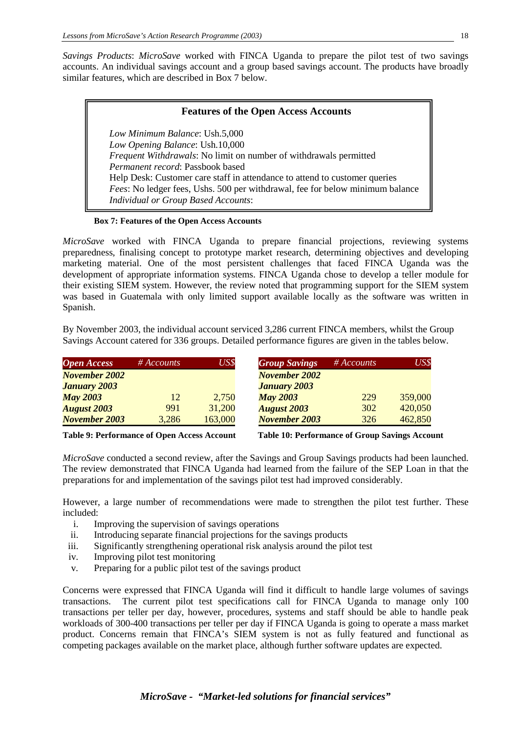*Savings Products*: *MicroSave* worked with FINCA Uganda to prepare the pilot test of two savings accounts. An individual savings account and a group based savings account. The products have broadly similar features, which are described in Box 7 below.

> **Features of the Open Access Accounts**
>
> *Low Minimum Balance*: Ush.5,000
> *Low Opening Balance*: Ush.10,000
> *Frequent Withdrawals*: No limit on number of withdrawals permitted
> *Permanent record*: Passbook based
> Help Desk: Customer care staff in attendance to attend to customer queries
> *Fees*: No ledger fees, Ushs. 500 per withdrawal, fee for below minimum balance
> *Individual or Group Based Accounts*:

**Box 7: Features of the Open Access Accounts**

*MicroSave* worked with FINCA Uganda to prepare financial projections, reviewing systems preparedness, finalising concept to prototype market research, determining objectives and developing marketing material. One of the most persistent challenges that faced FINCA Uganda was the development of appropriate information systems. FINCA Uganda chose to develop a teller module for their existing SIEM system. However, the review noted that programming support for the SIEM system was based in Guatemala with only limited support available locally as the software was written in Spanish.

By November 2003, the individual account serviced 3,286 current FINCA members, whilst the Group Savings Account catered for 336 groups. Detailed performance figures are given in the tables below.

| *Open Access* | *# Accounts* | *US$* |
|---|---|---|
| ***November 2002*** | | |
| ***January 2003*** | | |
| ***May 2003*** | 12 | 2,750 |
| ***August 2003*** | 991 | 31,200 |
| ***November 2003*** | 3,286 | 163,000 |

**Table 9: Performance of Open Access Account**

| *Group Savings* | *# Accounts* | *US$* |
|---|---|---|
| ***November 2002*** | | |
| ***January 2003*** | | |
| ***May 2003*** | 229 | 359,000 |
| ***August 2003*** | 302 | 420,050 |
| ***November 2003*** | 326 | 462,850 |

**Table 10: Performance of Group Savings Account**

*MicroSave* conducted a second review, after the Savings and Group Savings products had been launched. The review demonstrated that FINCA Uganda had learned from the failure of the SEP Loan in that the preparations for and implementation of the savings pilot test had improved considerably.

However, a large number of recommendations were made to strengthen the pilot test further. These included:

i. Improving the supervision of savings operations
ii. Introducing separate financial projections for the savings products
iii. Significantly strengthening operational risk analysis around the pilot test
iv. Improving pilot test monitoring
v. Preparing for a public pilot test of the savings product

Concerns were expressed that FINCA Uganda will find it difficult to handle large volumes of savings transactions. The current pilot test specifications call for FINCA Uganda to manage only 100 transactions per teller per day, however, procedures, systems and staff should be able to handle peak workloads of 300-400 transactions per teller per day if FINCA Uganda is going to operate a mass market product. Concerns remain that FINCA's SIEM system is not as fully featured and functional as competing packages available on the market place, although further software updates are expected.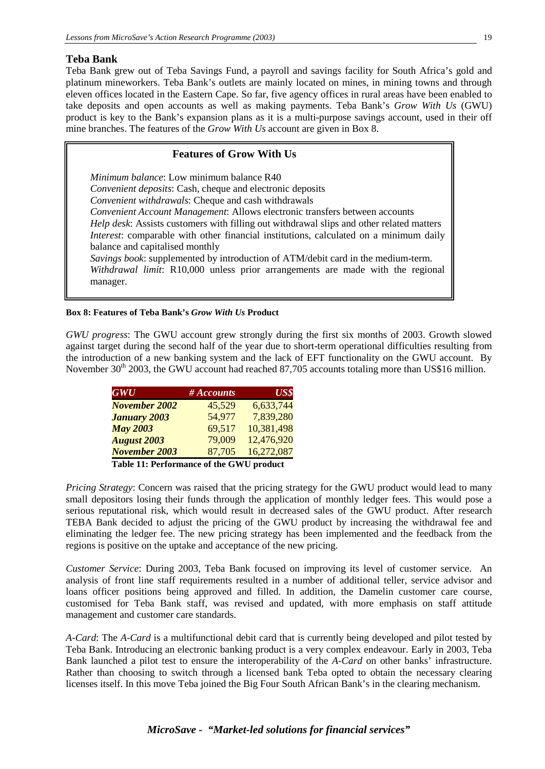## Teba Bank

Teba Bank grew out of Teba Savings Fund, a payroll and savings facility for South Africa's gold and platinum mineworkers. Teba Bank's outlets are mainly located on mines, in mining towns and through eleven offices located in the Eastern Cape. So far, five agency offices in rural areas have been enabled to take deposits and open accounts as well as making payments. Teba Bank's *Grow With Us* (GWU) product is key to the Bank's expansion plans as it is a multi-purpose savings account, used in their off mine branches. The features of the *Grow With Us* account are given in Box 8.

> **Features of Grow With Us**
>
> *Minimum balance*: Low minimum balance R40
> *Convenient deposits*: Cash, cheque and electronic deposits
> *Convenient withdrawals*: Cheque and cash withdrawals
> *Convenient Account Management*: Allows electronic transfers between accounts
> *Help desk*: Assists customers with filling out withdrawal slips and other related matters
> *Interest*: comparable with other financial institutions, calculated on a minimum daily balance and capitalised monthly
> *Savings book*: supplemented by introduction of ATM/debit card in the medium-term.
> *Withdrawal limit*: R10,000 unless prior arrangements are made with the regional manager.

**Box 8: Features of Teba Bank's *Grow With Us* Product**

*GWU progress*: The GWU account grew strongly during the first six months of 2003. Growth slowed against target during the second half of the year due to short-term operational difficulties resulting from the introduction of a new banking system and the lack of EFT functionality on the GWU account. By November 30th 2003, the GWU account had reached 87,705 accounts totaling more than US$16 million.

| *GWU* | *# Accounts* | *US$* |
|---|---|---|
| ***November 2002*** | 45,529 | 6,633,744 |
| ***January 2003*** | 54,977 | 7,839,280 |
| ***May 2003*** | 69,517 | 10,381,498 |
| ***August 2003*** | 79,009 | 12,476,920 |
| ***November 2003*** | 87,705 | 16,272,087 |

**Table 11: Performance of the GWU product**

*Pricing Strategy*: Concern was raised that the pricing strategy for the GWU product would lead to many small depositors losing their funds through the application of monthly ledger fees. This would pose a serious reputational risk, which would result in decreased sales of the GWU product. After research TEBA Bank decided to adjust the pricing of the GWU product by increasing the withdrawal fee and eliminating the ledger fee. The new pricing strategy has been implemented and the feedback from the regions is positive on the uptake and acceptance of the new pricing.

*Customer Service*: During 2003, Teba Bank focused on improving its level of customer service. An analysis of front line staff requirements resulted in a number of additional teller, service advisor and loans officer positions being approved and filled. In addition, the Damelin customer care course, customised for Teba Bank staff, was revised and updated, with more emphasis on staff attitude management and customer care standards.

*A-Card*: The *A-Card* is a multifunctional debit card that is currently being developed and pilot tested by Teba Bank. Introducing an electronic banking product is a very complex endeavour. Early in 2003, Teba Bank launched a pilot test to ensure the interoperability of the *A-Card* on other banks' infrastructure. Rather than choosing to switch through a licensed bank Teba opted to obtain the necessary clearing licenses itself. In this move Teba joined the Big Four South African Bank's in the clearing mechanism.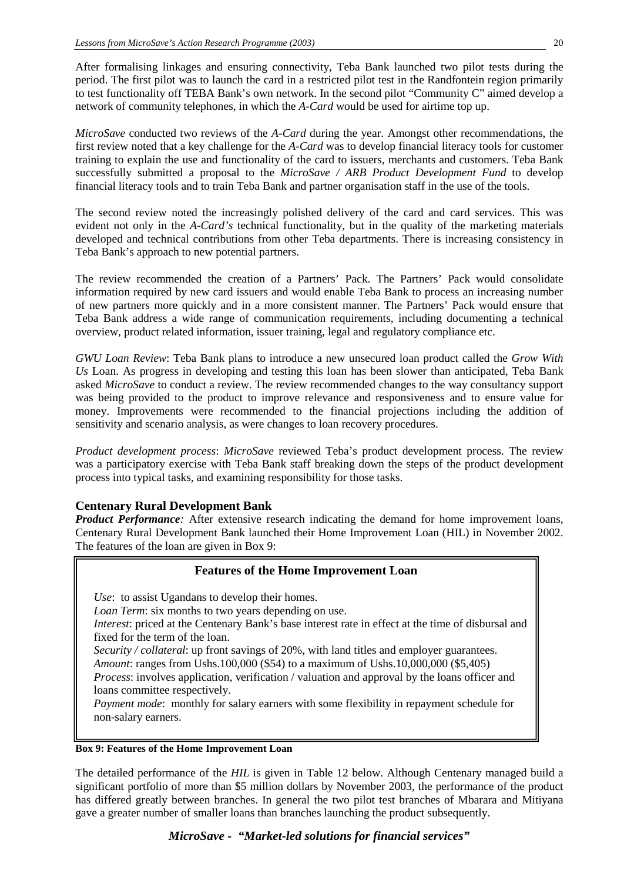After formalising linkages and ensuring connectivity, Teba Bank launched two pilot tests during the period. The first pilot was to launch the card in a restricted pilot test in the Randfontein region primarily to test functionality off TEBA Bank's own network. In the second pilot "Community C" aimed develop a network of community telephones, in which the *A-Card* would be used for airtime top up.

*MicroSave* conducted two reviews of the *A-Card* during the year. Amongst other recommendations, the first review noted that a key challenge for the *A-Card* was to develop financial literacy tools for customer training to explain the use and functionality of the card to issuers, merchants and customers. Teba Bank successfully submitted a proposal to the *MicroSave / ARB Product Development Fund* to develop financial literacy tools and to train Teba Bank and partner organisation staff in the use of the tools.

The second review noted the increasingly polished delivery of the card and card services. This was evident not only in the *A-Card's* technical functionality, but in the quality of the marketing materials developed and technical contributions from other Teba departments. There is increasing consistency in Teba Bank's approach to new potential partners.

The review recommended the creation of a Partners' Pack. The Partners' Pack would consolidate information required by new card issuers and would enable Teba Bank to process an increasing number of new partners more quickly and in a more consistent manner. The Partners' Pack would ensure that Teba Bank address a wide range of communication requirements, including documenting a technical overview, product related information, issuer training, legal and regulatory compliance etc.

*GWU Loan Review*: Teba Bank plans to introduce a new unsecured loan product called the *Grow With Us* Loan. As progress in developing and testing this loan has been slower than anticipated, Teba Bank asked *MicroSave* to conduct a review. The review recommended changes to the way consultancy support was being provided to the product to improve relevance and responsiveness and to ensure value for money. Improvements were recommended to the financial projections including the addition of sensitivity and scenario analysis, as were changes to loan recovery procedures.

*Product development process*: *MicroSave* reviewed Teba's product development process. The review was a participatory exercise with Teba Bank staff breaking down the steps of the product development process into typical tasks, and examining responsibility for those tasks.

### Centenary Rural Development Bank

***Product Performance**:* After extensive research indicating the demand for home improvement loans, Centenary Rural Development Bank launched their Home Improvement Loan (HIL) in November 2002. The features of the loan are given in Box 9:

> **Features of the Home Improvement Loan**
>
> *Use*: to assist Ugandans to develop their homes.
> *Loan Term*: six months to two years depending on use.
> *Interest*: priced at the Centenary Bank's base interest rate in effect at the time of disbursal and fixed for the term of the loan.
> *Security / collateral*: up front savings of 20%, with land titles and employer guarantees.
> *Amount*: ranges from Ushs.100,000 ($54) to a maximum of Ushs.10,000,000 ($5,405)
> *Process*: involves application, verification / valuation and approval by the loans officer and loans committee respectively.
> *Payment mode*: monthly for salary earners with some flexibility in repayment schedule for non-salary earners.

**Box 9: Features of the Home Improvement Loan**

The detailed performance of the *HIL* is given in Table 12 below. Although Centenary managed build a significant portfolio of more than $5 million dollars by November 2003, the performance of the product has differed greatly between branches. In general the two pilot test branches of Mbarara and Mitiyana gave a greater number of smaller loans than branches launching the product subsequently.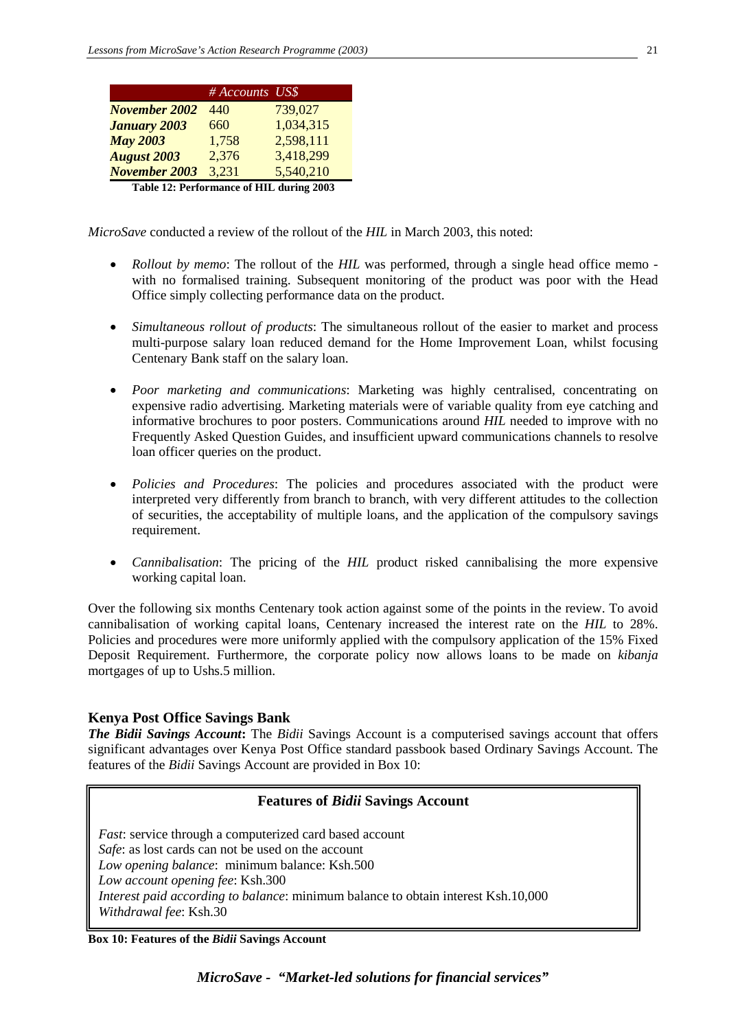| | # Accounts | US$ |
|---|---|---|
| ***November 2002*** | 440 | 739,027 |
| ***January 2003*** | 660 | 1,034,315 |
| ***May 2003*** | 1,758 | 2,598,111 |
| ***August 2003*** | 2,376 | 3,418,299 |
| ***November 2003*** | 3,231 | 5,540,210 |

**Table 12: Performance of HIL during 2003**

*MicroSave* conducted a review of the rollout of the *HIL* in March 2003, this noted:

- *Rollout by memo*: The rollout of the *HIL* was performed, through a single head office memo - with no formalised training. Subsequent monitoring of the product was poor with the Head Office simply collecting performance data on the product.

- *Simultaneous rollout of products*: The simultaneous rollout of the easier to market and process multi-purpose salary loan reduced demand for the Home Improvement Loan, whilst focusing Centenary Bank staff on the salary loan.

- *Poor marketing and communications*: Marketing was highly centralised, concentrating on expensive radio advertising. Marketing materials were of variable quality from eye catching and informative brochures to poor posters. Communications around *HIL* needed to improve with no Frequently Asked Question Guides, and insufficient upward communications channels to resolve loan officer queries on the product.

- *Policies and Procedures*: The policies and procedures associated with the product were interpreted very differently from branch to branch, with very different attitudes to the collection of securities, the acceptability of multiple loans, and the application of the compulsory savings requirement.

- *Cannibalisation*: The pricing of the *HIL* product risked cannibalising the more expensive working capital loan.

Over the following six months Centenary took action against some of the points in the review. To avoid cannibalisation of working capital loans, Centenary increased the interest rate on the *HIL* to 28%. Policies and procedures were more uniformly applied with the compulsory application of the 15% Fixed Deposit Requirement. Furthermore, the corporate policy now allows loans to be made on *kibanja* mortgages of up to Ushs.5 million.

### Kenya Post Office Savings Bank

***The Bidii Savings Account*:** The *Bidii* Savings Account is a computerised savings account that offers significant advantages over Kenya Post Office standard passbook based Ordinary Savings Account. The features of the *Bidii* Savings Account are provided in Box 10:

**Features of *Bidii* Savings Account**

*Fast*: service through a computerized card based account
*Safe*: as lost cards can not be used on the account
*Low opening balance*: minimum balance: Ksh.500
*Low account opening fee*: Ksh.300
*Interest paid according to balance*: minimum balance to obtain interest Ksh.10,000
*Withdrawal fee*: Ksh.30

**Box 10: Features of the *Bidii* Savings Account**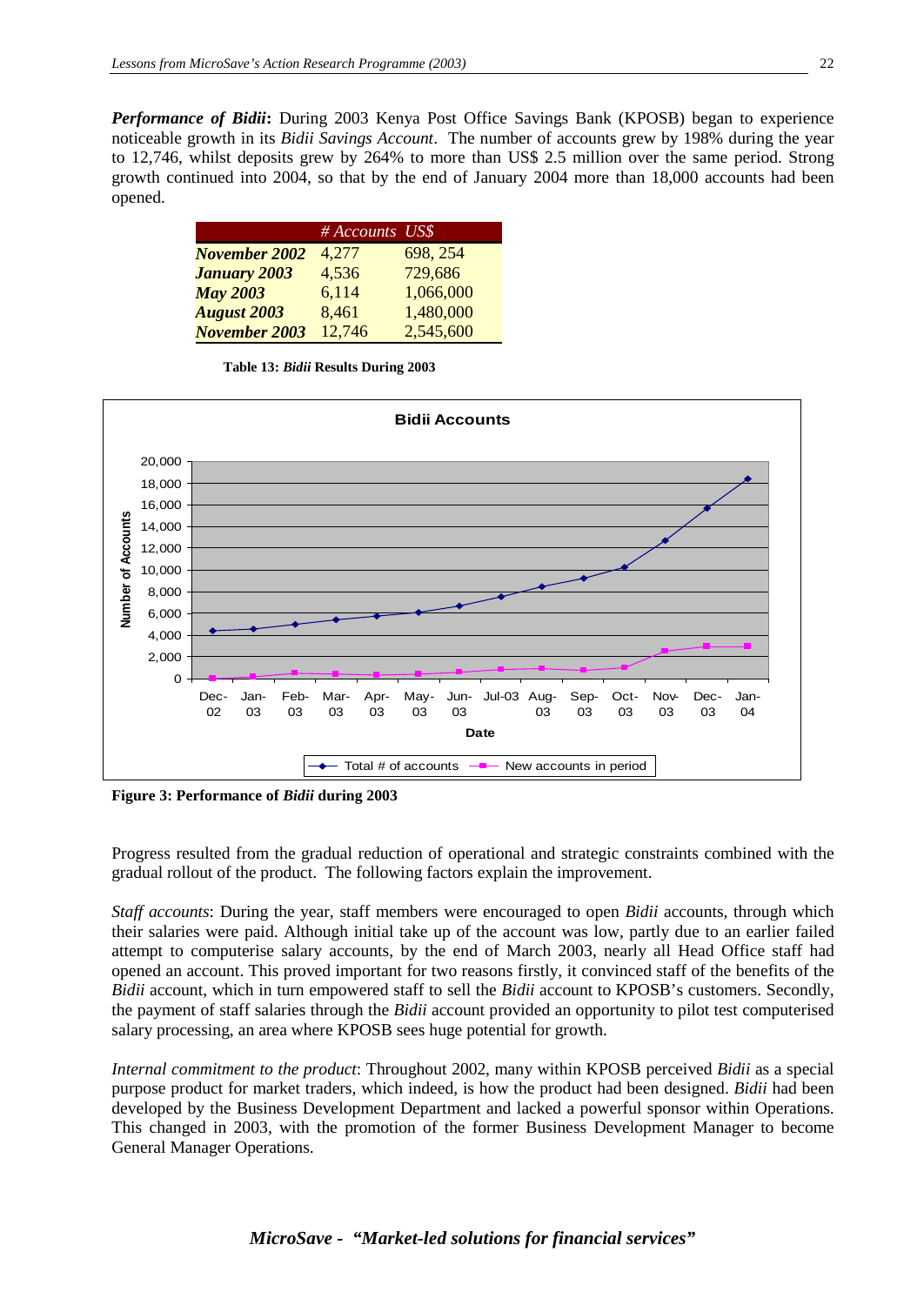***Performance of Bidii***: During 2003 Kenya Post Office Savings Bank (KPOSB) began to experience noticeable growth in its *Bidii Savings Account*. The number of accounts grew by 198% during the year to 12,746, whilst deposits grew by 264% to more than US$ 2.5 million over the same period. Strong growth continued into 2004, so that by the end of January 2004 more than 18,000 accounts had been opened.

| | *# Accounts* | *US$* |
|---|---|---|
| ***November 2002*** | 4,277 | 698, 254 |
| ***January 2003*** | 4,536 | 729,686 |
| ***May 2003*** | 6,114 | 1,066,000 |
| ***August 2003*** | 8,461 | 1,480,000 |
| ***November 2003*** | 12,746 | 2,545,600 |

**Table 13: *Bidii* Results During 2003**

**Figure 3: Performance of *Bidii* during 2003**

Progress resulted from the gradual reduction of operational and strategic constraints combined with the gradual rollout of the product. The following factors explain the improvement.

*Staff accounts*: During the year, staff members were encouraged to open *Bidii* accounts, through which their salaries were paid. Although initial take up of the account was low, partly due to an earlier failed attempt to computerise salary accounts, by the end of March 2003, nearly all Head Office staff had opened an account. This proved important for two reasons firstly, it convinced staff of the benefits of the *Bidii* account, which in turn empowered staff to sell the *Bidii* account to KPOSB's customers. Secondly, the payment of staff salaries through the *Bidii* account provided an opportunity to pilot test computerised salary processing, an area where KPOSB sees huge potential for growth.

*Internal commitment to the product*: Throughout 2002, many within KPOSB perceived *Bidii* as a special purpose product for market traders, which indeed, is how the product had been designed. *Bidii* had been developed by the Business Development Department and lacked a powerful sponsor within Operations. This changed in 2003, with the promotion of the former Business Development Manager to become General Manager Operations.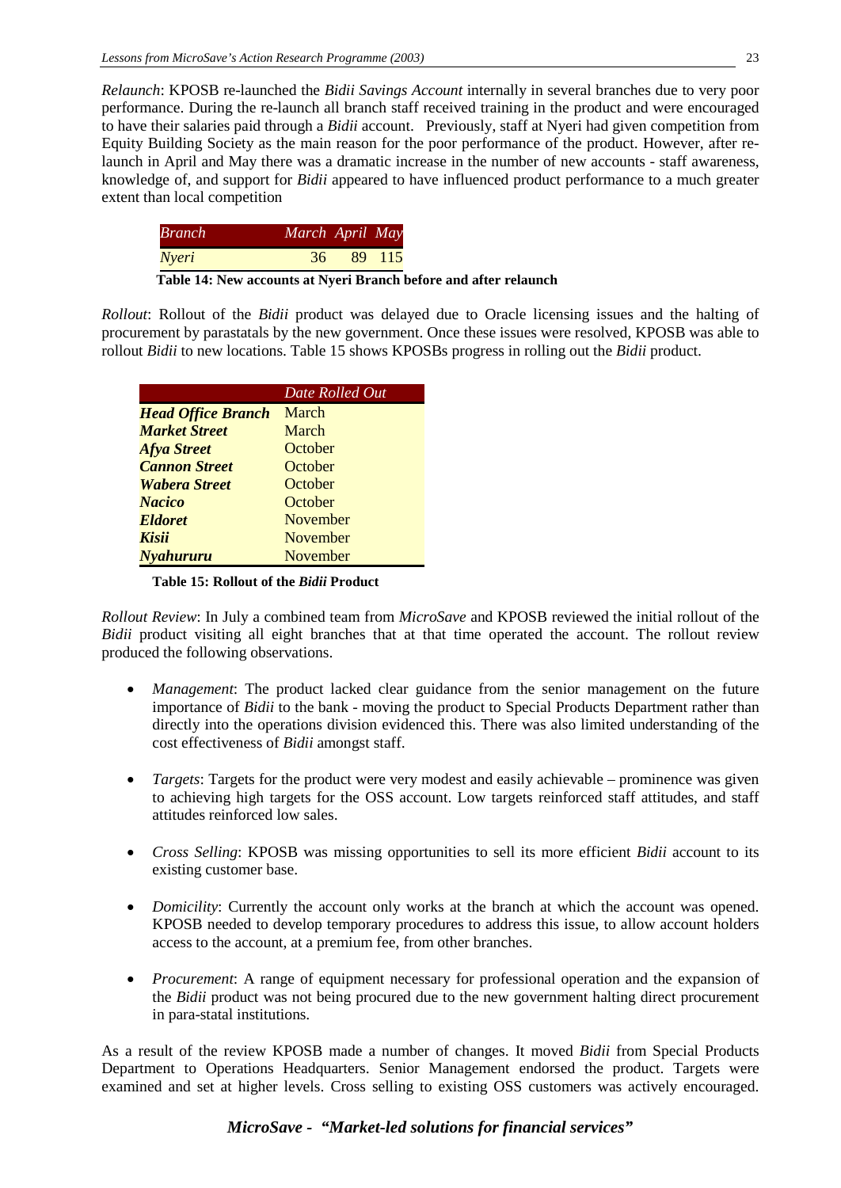*Relaunch*: KPOSB re-launched the *Bidii Savings Account* internally in several branches due to very poor performance. During the re-launch all branch staff received training in the product and were encouraged to have their salaries paid through a *Bidii* account. Previously, staff at Nyeri had given competition from Equity Building Society as the main reason for the poor performance of the product. However, after re-launch in April and May there was a dramatic increase in the number of new accounts - staff awareness, knowledge of, and support for *Bidii* appeared to have influenced product performance to a much greater extent than local competition

| *Branch* | *March* | *April* | *May* |
|---|---|---|---|
| *Nyeri* | 36 | 89 | 115 |

**Table 14: New accounts at Nyeri Branch before and after relaunch**

*Rollout*: Rollout of the *Bidii* product was delayed due to Oracle licensing issues and the halting of procurement by parastatals by the new government. Once these issues were resolved, KPOSB was able to rollout *Bidii* to new locations. Table 15 shows KPOSBs progress in rolling out the *Bidii* product.

| | *Date Rolled Out* |
|---|---|
| ***Head Office Branch*** | March |
| ***Market Street*** | March |
| ***Afya Street*** | October |
| ***Cannon Street*** | October |
| ***Wabera Street*** | October |
| ***Nacico*** | October |
| ***Eldoret*** | November |
| ***Kisii*** | November |
| ***Nyahururu*** | November |

**Table 15: Rollout of the *Bidii* Product**

*Rollout Review*: In July a combined team from *MicroSave* and KPOSB reviewed the initial rollout of the *Bidii* product visiting all eight branches that at that time operated the account. The rollout review produced the following observations.

- *Management*: The product lacked clear guidance from the senior management on the future importance of *Bidii* to the bank - moving the product to Special Products Department rather than directly into the operations division evidenced this. There was also limited understanding of the cost effectiveness of *Bidii* amongst staff.

- *Targets*: Targets for the product were very modest and easily achievable – prominence was given to achieving high targets for the OSS account. Low targets reinforced staff attitudes, and staff attitudes reinforced low sales.

- *Cross Selling*: KPOSB was missing opportunities to sell its more efficient *Bidii* account to its existing customer base.

- *Domicility*: Currently the account only works at the branch at which the account was opened. KPOSB needed to develop temporary procedures to address this issue, to allow account holders access to the account, at a premium fee, from other branches.

- *Procurement*: A range of equipment necessary for professional operation and the expansion of the *Bidii* product was not being procured due to the new government halting direct procurement in para-statal institutions.

As a result of the review KPOSB made a number of changes. It moved *Bidii* from Special Products Department to Operations Headquarters. Senior Management endorsed the product. Targets were examined and set at higher levels. Cross selling to existing OSS customers was actively encouraged.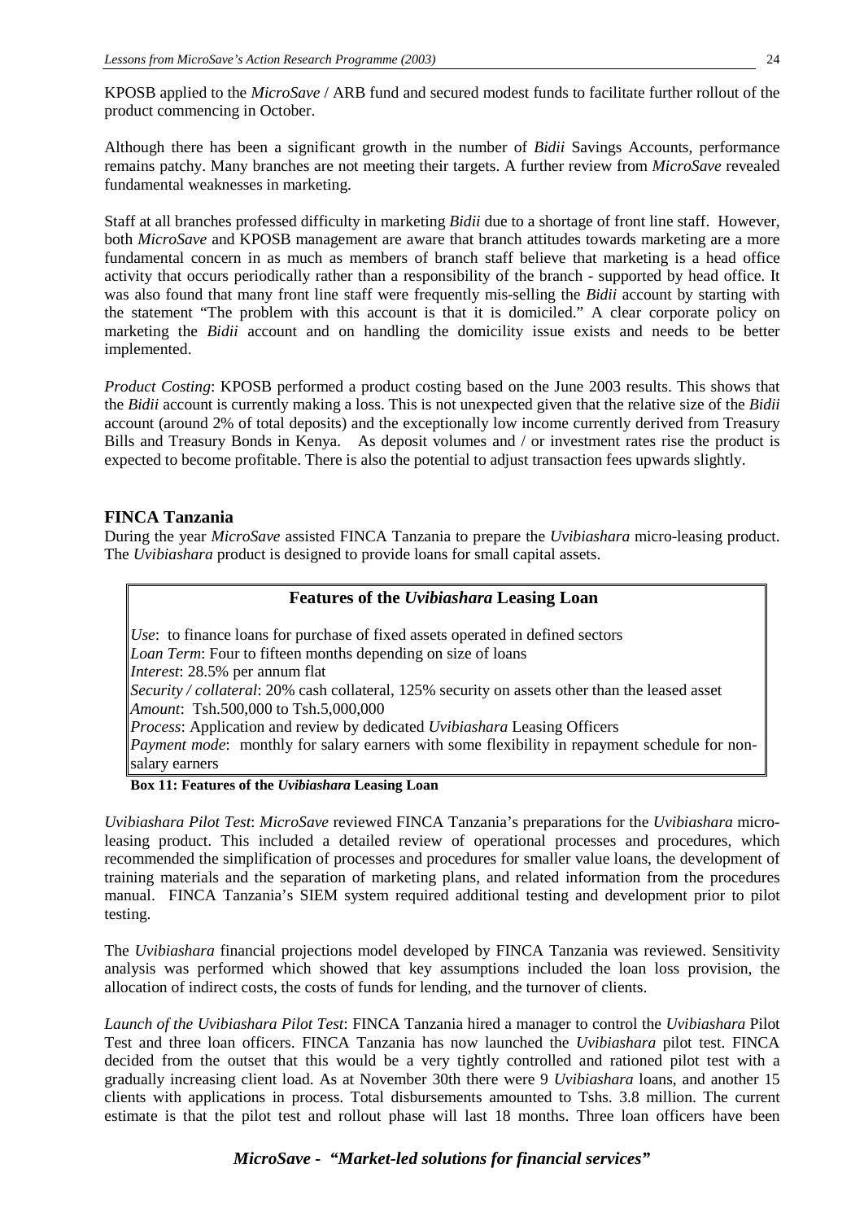KPOSB applied to the *MicroSave* / ARB fund and secured modest funds to facilitate further rollout of the product commencing in October.

Although there has been a significant growth in the number of *Bidii* Savings Accounts, performance remains patchy. Many branches are not meeting their targets. A further review from *MicroSave* revealed fundamental weaknesses in marketing.

Staff at all branches professed difficulty in marketing *Bidii* due to a shortage of front line staff. However, both *MicroSave* and KPOSB management are aware that branch attitudes towards marketing are a more fundamental concern in as much as members of branch staff believe that marketing is a head office activity that occurs periodically rather than a responsibility of the branch - supported by head office. It was also found that many front line staff were frequently mis-selling the *Bidii* account by starting with the statement "The problem with this account is that it is domiciled." A clear corporate policy on marketing the *Bidii* account and on handling the domicility issue exists and needs to be better implemented.

*Product Costing*: KPOSB performed a product costing based on the June 2003 results. This shows that the *Bidii* account is currently making a loss. This is not unexpected given that the relative size of the *Bidii* account (around 2% of total deposits) and the exceptionally low income currently derived from Treasury Bills and Treasury Bonds in Kenya. As deposit volumes and / or investment rates rise the product is expected to become profitable. There is also the potential to adjust transaction fees upwards slightly.

## FINCA Tanzania

During the year *MicroSave* assisted FINCA Tanzania to prepare the *Uvibiashara* micro-leasing product. The *Uvibiashara* product is designed to provide loans for small capital assets.

> **Features of the *Uvibiashara* Leasing Loan**
>
> *Use*: to finance loans for purchase of fixed assets operated in defined sectors
> *Loan Term*: Four to fifteen months depending on size of loans
> *Interest*: 28.5% per annum flat
> *Security / collateral*: 20% cash collateral, 125% security on assets other than the leased asset
> *Amount*: Tsh.500,000 to Tsh.5,000,000
> *Process*: Application and review by dedicated *Uvibiashara* Leasing Officers
> *Payment mode*: monthly for salary earners with some flexibility in repayment schedule for non-salary earners

**Box 11: Features of the *Uvibiashara* Leasing Loan**

*Uvibiashara Pilot Test*: *MicroSave* reviewed FINCA Tanzania's preparations for the *Uvibiashara* micro-leasing product. This included a detailed review of operational processes and procedures, which recommended the simplification of processes and procedures for smaller value loans, the development of training materials and the separation of marketing plans, and related information from the procedures manual. FINCA Tanzania's SIEM system required additional testing and development prior to pilot testing.

The *Uvibiashara* financial projections model developed by FINCA Tanzania was reviewed. Sensitivity analysis was performed which showed that key assumptions included the loan loss provision, the allocation of indirect costs, the costs of funds for lending, and the turnover of clients.

*Launch of the Uvibiashara Pilot Test*: FINCA Tanzania hired a manager to control the *Uvibiashara* Pilot Test and three loan officers. FINCA Tanzania has now launched the *Uvibiashara* pilot test. FINCA decided from the outset that this would be a very tightly controlled and rationed pilot test with a gradually increasing client load. As at November 30th there were 9 *Uvibiashara* loans, and another 15 clients with applications in process. Total disbursements amounted to Tshs. 3.8 million. The current estimate is that the pilot test and rollout phase will last 18 months. Three loan officers have been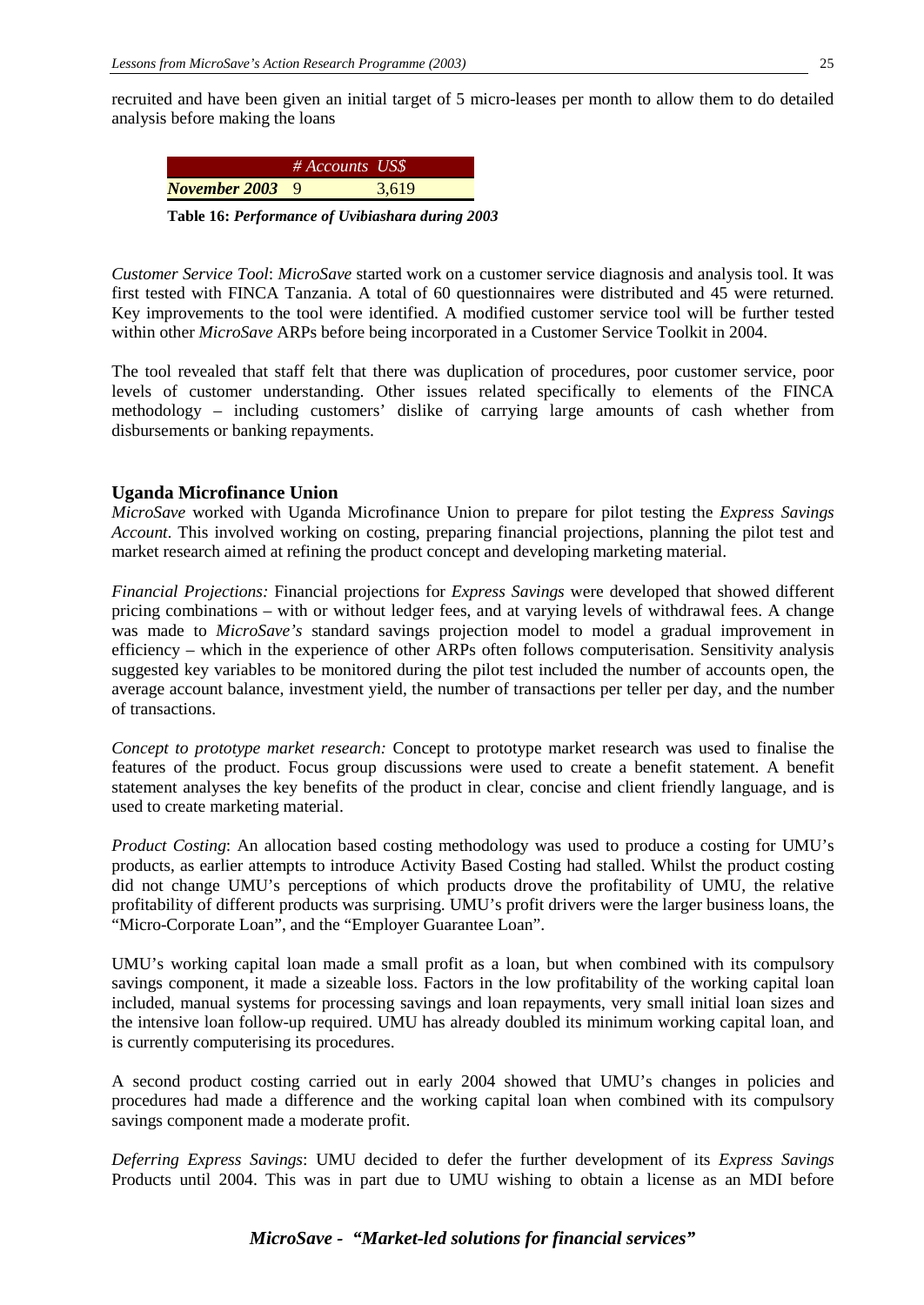recruited and have been given an initial target of 5 micro-leases per month to allow them to do detailed analysis before making the loans

| | # Accounts | US$ |
|---|---|---|
| ***November 2003*** | 9 | 3,619 |

**Table 16:** ***Performance of Uvibiashara during 2003***

*Customer Service Tool*: *MicroSave* started work on a customer service diagnosis and analysis tool. It was first tested with FINCA Tanzania. A total of 60 questionnaires were distributed and 45 were returned. Key improvements to the tool were identified. A modified customer service tool will be further tested within other *MicroSave* ARPs before being incorporated in a Customer Service Toolkit in 2004.

The tool revealed that staff felt that there was duplication of procedures, poor customer service, poor levels of customer understanding. Other issues related specifically to elements of the FINCA methodology – including customers' dislike of carrying large amounts of cash whether from disbursements or banking repayments.

### Uganda Microfinance Union

*MicroSave* worked with Uganda Microfinance Union to prepare for pilot testing the *Express Savings Account*. This involved working on costing, preparing financial projections, planning the pilot test and market research aimed at refining the product concept and developing marketing material.

*Financial Projections:* Financial projections for *Express Savings* were developed that showed different pricing combinations – with or without ledger fees, and at varying levels of withdrawal fees. A change was made to *MicroSave's* standard savings projection model to model a gradual improvement in efficiency – which in the experience of other ARPs often follows computerisation. Sensitivity analysis suggested key variables to be monitored during the pilot test included the number of accounts open, the average account balance, investment yield, the number of transactions per teller per day, and the number of transactions.

*Concept to prototype market research:* Concept to prototype market research was used to finalise the features of the product. Focus group discussions were used to create a benefit statement. A benefit statement analyses the key benefits of the product in clear, concise and client friendly language, and is used to create marketing material.

*Product Costing*: An allocation based costing methodology was used to produce a costing for UMU's products, as earlier attempts to introduce Activity Based Costing had stalled. Whilst the product costing did not change UMU's perceptions of which products drove the profitability of UMU, the relative profitability of different products was surprising. UMU's profit drivers were the larger business loans, the "Micro-Corporate Loan", and the "Employer Guarantee Loan".

UMU's working capital loan made a small profit as a loan, but when combined with its compulsory savings component, it made a sizeable loss. Factors in the low profitability of the working capital loan included, manual systems for processing savings and loan repayments, very small initial loan sizes and the intensive loan follow-up required. UMU has already doubled its minimum working capital loan, and is currently computerising its procedures.

A second product costing carried out in early 2004 showed that UMU's changes in policies and procedures had made a difference and the working capital loan when combined with its compulsory savings component made a moderate profit.

*Deferring Express Savings*: UMU decided to defer the further development of its *Express Savings* Products until 2004. This was in part due to UMU wishing to obtain a license as an MDI before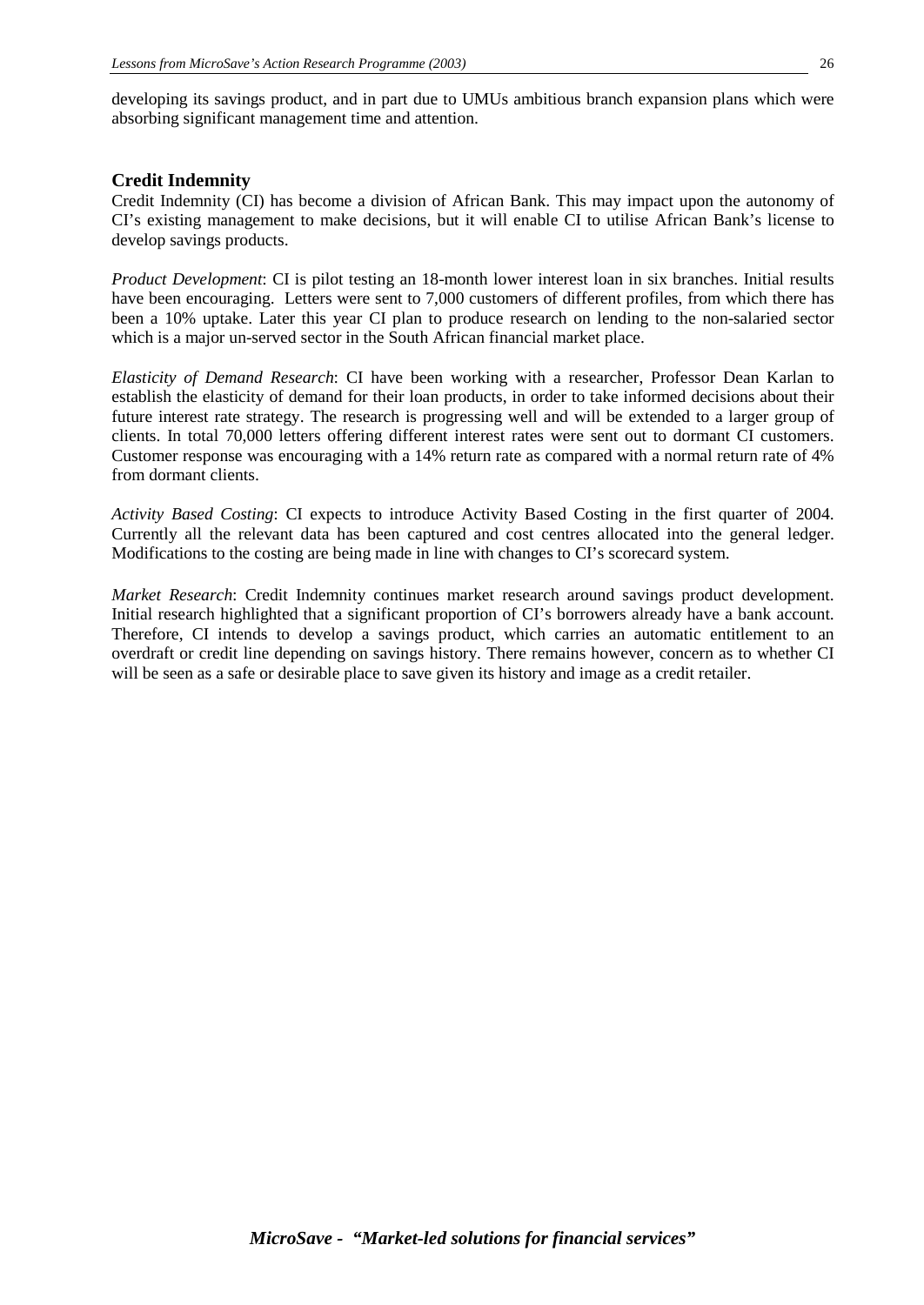developing its savings product, and in part due to UMUs ambitious branch expansion plans which were absorbing significant management time and attention.

### Credit Indemnity

Credit Indemnity (CI) has become a division of African Bank. This may impact upon the autonomy of CI's existing management to make decisions, but it will enable CI to utilise African Bank's license to develop savings products.

*Product Development*: CI is pilot testing an 18-month lower interest loan in six branches. Initial results have been encouraging. Letters were sent to 7,000 customers of different profiles, from which there has been a 10% uptake. Later this year CI plan to produce research on lending to the non-salaried sector which is a major un-served sector in the South African financial market place.

*Elasticity of Demand Research*: CI have been working with a researcher, Professor Dean Karlan to establish the elasticity of demand for their loan products, in order to take informed decisions about their future interest rate strategy. The research is progressing well and will be extended to a larger group of clients. In total 70,000 letters offering different interest rates were sent out to dormant CI customers. Customer response was encouraging with a 14% return rate as compared with a normal return rate of 4% from dormant clients.

*Activity Based Costing*: CI expects to introduce Activity Based Costing in the first quarter of 2004. Currently all the relevant data has been captured and cost centres allocated into the general ledger. Modifications to the costing are being made in line with changes to CI's scorecard system.

*Market Research*: Credit Indemnity continues market research around savings product development. Initial research highlighted that a significant proportion of CI's borrowers already have a bank account. Therefore, CI intends to develop a savings product, which carries an automatic entitlement to an overdraft or credit line depending on savings history. There remains however, concern as to whether CI will be seen as a safe or desirable place to save given its history and image as a credit retailer.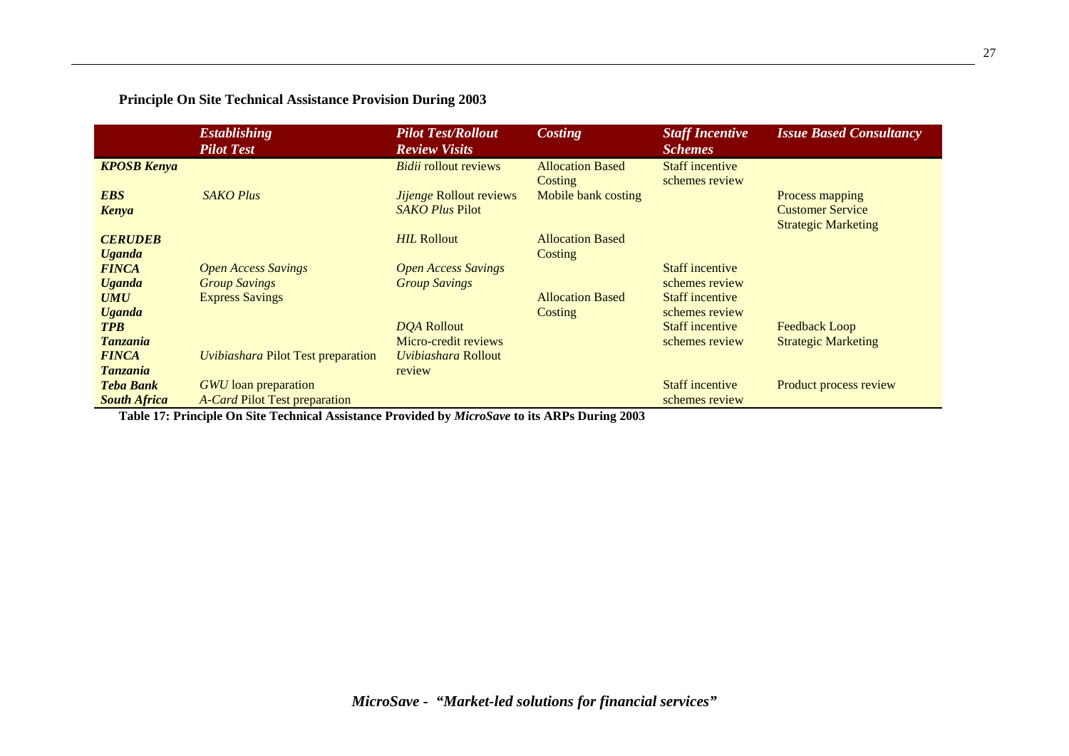**Principle On Site Technical Assistance Provision During 2003**

| | *Establishing Pilot Test* | *Pilot Test/Rollout Review Visits* | *Costing* | *Staff Incentive Schemes* | *Issue Based Consultancy* |
|---|---|---|---|---|---|
| ***KPOSB Kenya*** | | *Bidii* rollout reviews | Allocation Based Costing | Staff incentive schemes review | |
| ***EBS Kenya*** | *SAKO Plus* | *Jijenge* Rollout reviews<br>*SAKO Plus* Pilot | Mobile bank costing | | Process mapping<br>Customer Service<br>Strategic Marketing |
| ***CERUDEB Uganda*** | | *HIL* Rollout | Allocation Based Costing | | |
| ***FINCA Uganda*** | *Open Access Savings*<br>*Group Savings* | *Open Access Savings*<br>*Group Savings* | | Staff incentive schemes review | |
| ***UMU Uganda*** | Express Savings | | Allocation Based Costing | Staff incentive schemes review | |
| ***TPB Tanzania*** | | *DQA* Rollout<br>Micro-credit reviews | | Staff incentive schemes review | Feedback Loop<br>Strategic Marketing |
| ***FINCA Tanzania*** | *Uvibiashara* Pilot Test preparation | *Uvibiashara* Rollout review | | | |
| ***Teba Bank South Africa*** | *GWU* loan preparation<br>*A-Card* Pilot Test preparation | | | Staff incentive schemes review | Product process review |

**Table 17: Principle On Site Technical Assistance Provided by *MicroSave* to its ARPs During 2003**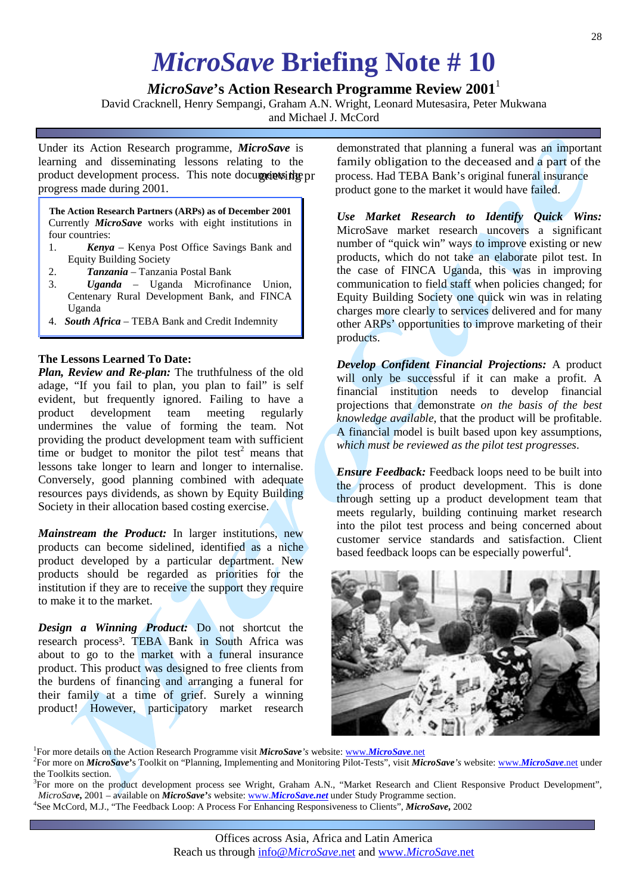# *MicroSave* Briefing Note # 10

## *MicroSave*'s Action Research Programme Review 2001[1]

David Cracknell, Henry Sempangi, Graham A.N. Wright, Leonard Mutesasira, Peter Mukwana and Michael J. McCord

Under its Action Research programme, ***MicroSave*** is learning and disseminating lessons relating to the product development process. This note documents the progress made during 2001.

> **The Action Research Partners (ARPs) as of December 2001**
> Currently ***MicroSave*** works with eight institutions in four countries:
> 1. ***Kenya*** – Kenya Post Office Savings Bank and Equity Building Society
> 2. ***Tanzania*** – Tanzania Postal Bank
> 3. ***Uganda*** – Uganda Microfinance Union, Centenary Rural Development Bank, and FINCA Uganda
> 4. ***South Africa*** – TEBA Bank and Credit Indemnity

**The Lessons Learned To Date:**

***Plan, Review and Re-plan:*** The truthfulness of the old adage, "If you fail to plan, you plan to fail" is self evident, but frequently ignored. Failing to have a product development team meeting regularly undermines the value of forming the team. Not providing the product development team with sufficient time or budget to monitor the pilot test[2] means that lessons take longer to learn and longer to internalise. Conversely, good planning combined with adequate resources pays dividends, as shown by Equity Building Society in their allocation based costing exercise.

***Mainstream the Product:*** In larger institutions, new products can become sidelined, identified as a niche product developed by a particular department. New products should be regarded as priorities for the institution if they are to receive the support they require to make it to the market.

***Design a Winning Product:*** Do not shortcut the research process[3]. TEBA Bank in South Africa was about to go to the market with a funeral insurance product. This product was designed to free clients from the burdens of financing and arranging a funeral for their family at a time of grief. Surely a winning product! However, participatory market research demonstrated that planning a funeral was an important family obligation to the deceased and a part of the process. Had TEBA Bank's original funeral insurance product gone to the market it would have failed.

***Use Market Research to Identify Quick Wins:*** MicroSave market research uncovers a significant number of "quick win" ways to improve existing or new products, which do not take an elaborate pilot test. In the case of FINCA Uganda, this was in improving communication to field staff when policies changed; for Equity Building Society one quick win was in relating charges more clearly to services delivered and for many other ARPs' opportunities to improve marketing of their products.

***Develop Confident Financial Projections:*** A product will only be successful if it can make a profit. A financial institution needs to develop financial projections that demonstrate *on the basis of the best knowledge available*, that the product will be profitable. A financial model is built based upon key assumptions, *which must be reviewed as the pilot test progresses*.

***Ensure Feedback:*** Feedback loops need to be built into the process of product development. This is done through setting up a product development team that meets regularly, building continuing market research into the pilot test process and being concerned about customer service standards and satisfaction. Client based feedback loops can be especially powerful[4].

[1] For more details on the Action Research Programme visit ***MicroSave***'s website: www.***MicroSave***.net

[2] For more on ***MicroSave***'s Toolkit on "Planning, Implementing and Monitoring Pilot-Tests", visit ***MicroSave***'s website: www.***MicroSave***.net under the Toolkits section.

[3] For more on the product development process see Wright, Graham A.N., "Market Research and Client Responsive Product Development", *MicroSave*, 2001 – available on ***MicroSave***'s website: www.***MicroSave*.net** under Study Programme section.

[4] See McCord, M.J., "The Feedback Loop: A Process For Enhancing Responsiveness to Clients", ***MicroSave***, 2002

Offices across Asia, Africa and Latin America
Reach us through info@*MicroSave*.net and www.*MicroSave*.net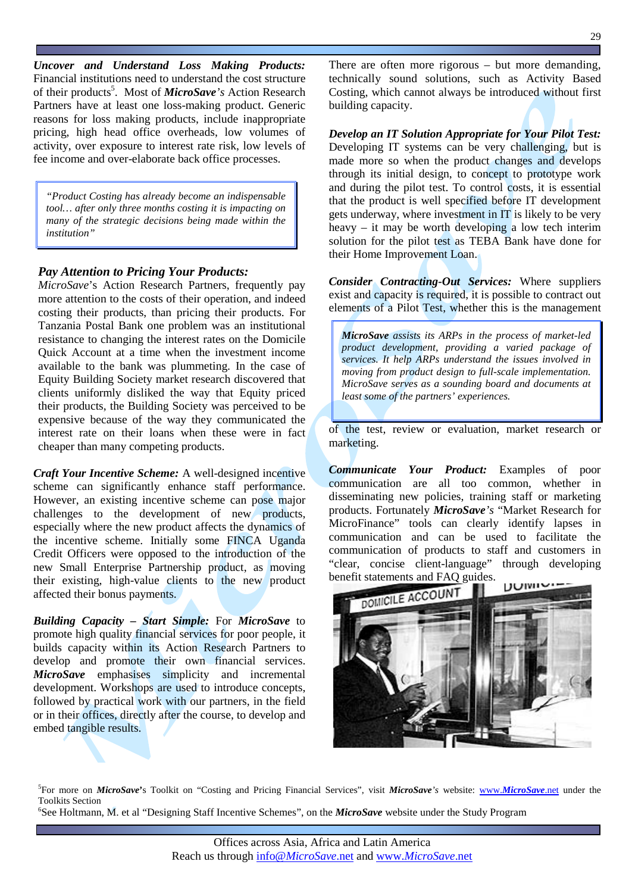***Uncover and Understand Loss Making Products:*** Financial institutions need to understand the cost structure of their products[5]. Most of ***MicroSave's*** Action Research Partners have at least one loss-making product. Generic reasons for loss making products, include inappropriate pricing, high head office overheads, low volumes of activity, over exposure to interest rate risk, low levels of fee income and over-elaborate back office processes.

> *"Product Costing has already become an indispensable tool… after only three months costing it is impacting on many of the strategic decisions being made within the institution"*

***Pay Attention to Pricing Your Products:*** *MicroSave*'s Action Research Partners, frequently pay more attention to the costs of their operation, and indeed costing their products, than pricing their products. For Tanzania Postal Bank one problem was an institutional resistance to changing the interest rates on the Domicile Quick Account at a time when the investment income available to the bank was plummeting. In the case of Equity Building Society market research discovered that clients uniformly disliked the way that Equity priced their products, the Building Society was perceived to be expensive because of the way they communicated the interest rate on their loans when these were in fact cheaper than many competing products.

***Craft Your Incentive Scheme:*** A well-designed incentive scheme can significantly enhance staff performance. However, an existing incentive scheme can pose major challenges to the development of new products, especially where the new product affects the dynamics of the incentive scheme. Initially some FINCA Uganda Credit Officers were opposed to the introduction of the new Small Enterprise Partnership product, as moving their existing, high-value clients to the new product affected their bonus payments.

***Building Capacity – Start Simple:*** For ***MicroSave*** to promote high quality financial services for poor people, it builds capacity within its Action Research Partners to develop and promote their own financial services. ***MicroSave*** emphasises simplicity and incremental development. Workshops are used to introduce concepts, followed by practical work with our partners, in the field or in their offices, directly after the course, to develop and embed tangible results.

There are often more rigorous – but more demanding, technically sound solutions, such as Activity Based Costing, which cannot always be introduced without first building capacity.

***Develop an IT Solution Appropriate for Your Pilot Test:*** Developing IT systems can be very challenging, but is made more so when the product changes and develops through its initial design, to concept to prototype work and during the pilot test. To control costs, it is essential that the product is well specified before IT development gets underway, where investment in IT is likely to be very heavy – it may be worth developing a low tech interim solution for the pilot test as TEBA Bank have done for their Home Improvement Loan.

***Consider Contracting-Out Services:*** Where suppliers exist and capacity is required, it is possible to contract out elements of a Pilot Test, whether this is the management of the test, review or evaluation, market research or marketing.

> ***MicroSave*** *assists its ARPs in the process of market-led product development, providing a varied package of services. It help ARPs understand the issues involved in moving from product design to full-scale implementation. MicroSave serves as a sounding board and documents at least some of the partners' experiences.*

***Communicate Your Product:*** Examples of poor communication are all too common, whether in disseminating new policies, training staff or marketing products. Fortunately ***MicroSave's*** "Market Research for MicroFinance" tools can clearly identify lapses in communication and can be used to facilitate the communication of products to staff and customers in "clear, concise client-language" through developing benefit statements and FAQ guides.

[5] For more on ***MicroSave***'s Toolkit on "Costing and Pricing Financial Services", visit ***MicroSave's*** website: www.***MicroSave***.net under the Toolkits Section

[6] See Holtmann, M. et al "Designing Staff Incentive Schemes", on the ***MicroSave*** website under the Study Program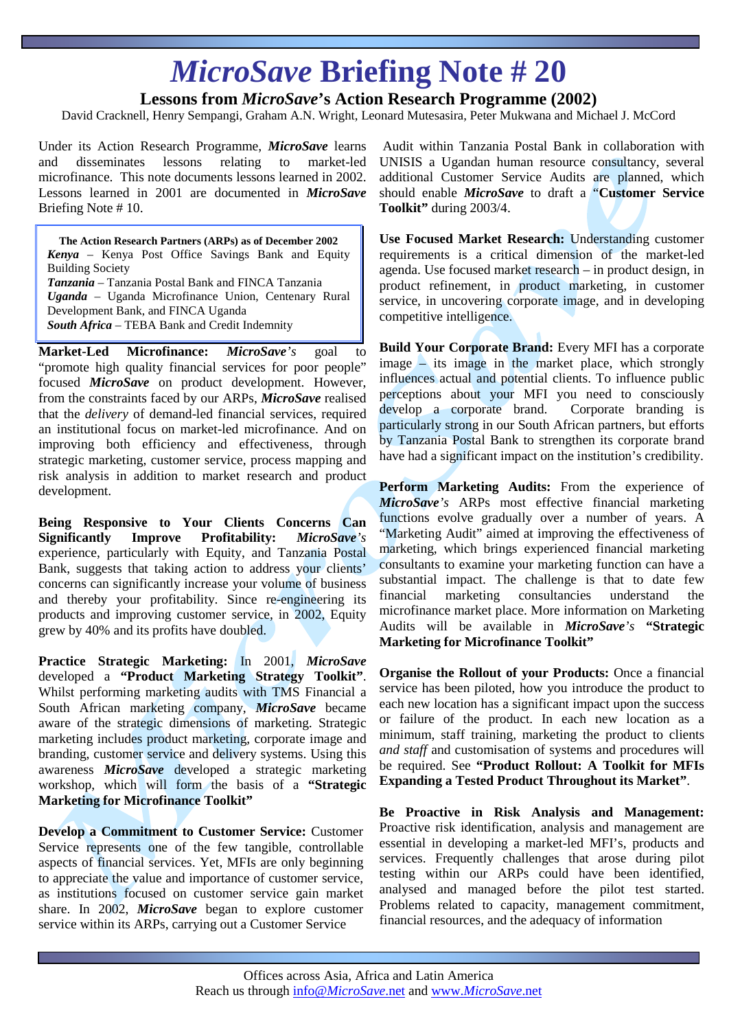# *MicroSave* Briefing Note # 20

## Lessons from *MicroSave*'s Action Research Programme (2002)

David Cracknell, Henry Sempangi, Graham A.N. Wright, Leonard Mutesasira, Peter Mukwana and Michael J. McCord

Under its Action Research Programme, ***MicroSave*** learns and disseminates lessons relating to market-led microfinance. This note documents lessons learned in 2002. Lessons learned in 2001 are documented in ***MicroSave*** Briefing Note # 10.

> **The Action Research Partners (ARPs) as of December 2002**
> ***Kenya*** – Kenya Post Office Savings Bank and Equity Building Society
> ***Tanzania*** – Tanzania Postal Bank and FINCA Tanzania
> ***Uganda*** – Uganda Microfinance Union, Centenary Rural Development Bank, and FINCA Uganda
> ***South Africa*** – TEBA Bank and Credit Indemnity

**Market-Led Microfinance:** ***MicroSave****'s* goal to "promote high quality financial services for poor people" focused ***MicroSave*** on product development. However, from the constraints faced by our ARPs, ***MicroSave*** realised that the *delivery* of demand-led financial services, required an institutional focus on market-led microfinance. And on improving both efficiency and effectiveness, through strategic marketing, customer service, process mapping and risk analysis in addition to market research and product development.

**Being Responsive to Your Clients Concerns Can Significantly Improve Profitability:** ***MicroSave****'s* experience, particularly with Equity, and Tanzania Postal Bank, suggests that taking action to address your clients' concerns can significantly increase your volume of business and thereby your profitability. Since re-engineering its products and improving customer service, in 2002, Equity grew by 40% and its profits have doubled.

**Practice Strategic Marketing:** In 2001, ***MicroSave*** developed a **"Product Marketing Strategy Toolkit"**. Whilst performing marketing audits with TMS Financial a South African marketing company, ***MicroSave*** became aware of the strategic dimensions of marketing. Strategic marketing includes product marketing, corporate image and branding, customer service and delivery systems. Using this awareness ***MicroSave*** developed a strategic marketing workshop, which will form the basis of a **"Strategic Marketing for Microfinance Toolkit"**

**Develop a Commitment to Customer Service:** Customer Service represents one of the few tangible, controllable aspects of financial services. Yet, MFIs are only beginning to appreciate the value and importance of customer service, as institutions focused on customer service gain market share. In 2002, ***MicroSave*** began to explore customer service within its ARPs, carrying out a Customer Service Audit within Tanzania Postal Bank in collaboration with UNISIS a Ugandan human resource consultancy, several additional Customer Service Audits are planned, which should enable ***MicroSave*** to draft a **"Customer Service Toolkit"** during 2003/4.

**Use Focused Market Research:** Understanding customer requirements is a critical dimension of the market-led agenda. Use focused market research – in product design, in product refinement, in product marketing, in customer service, in uncovering corporate image, and in developing competitive intelligence.

**Build Your Corporate Brand:** Every MFI has a corporate image – its image in the market place, which strongly influences actual and potential clients. To influence public perceptions about your MFI you need to consciously develop a corporate brand. Corporate branding is particularly strong in our South African partners, but efforts by Tanzania Postal Bank to strengthen its corporate brand have had a significant impact on the institution's credibility.

**Perform Marketing Audits:** From the experience of ***MicroSave****'s* ARPs most effective financial marketing functions evolve gradually over a number of years. A "Marketing Audit" aimed at improving the effectiveness of marketing, which brings experienced financial marketing consultants to examine your marketing function can have a substantial impact. The challenge is that to date few financial marketing consultancies understand the microfinance market place. More information on Marketing Audits will be available in ***MicroSave****'s* **"Strategic Marketing for Microfinance Toolkit"**

**Organise the Rollout of your Products:** Once a financial service has been piloted, how you introduce the product to each new location has a significant impact upon the success or failure of the product. In each new location as a minimum, staff training, marketing the product to clients *and staff* and customisation of systems and procedures will be required. See **"Product Rollout: A Toolkit for MFIs Expanding a Tested Product Throughout its Market"**.

**Be Proactive in Risk Analysis and Management:** Proactive risk identification, analysis and management are essential in developing a market-led MFI's, products and services. Frequently challenges that arose during pilot testing within our ARPs could have been identified, analysed and managed before the pilot test started. Problems related to capacity, management commitment, financial resources, and the adequacy of information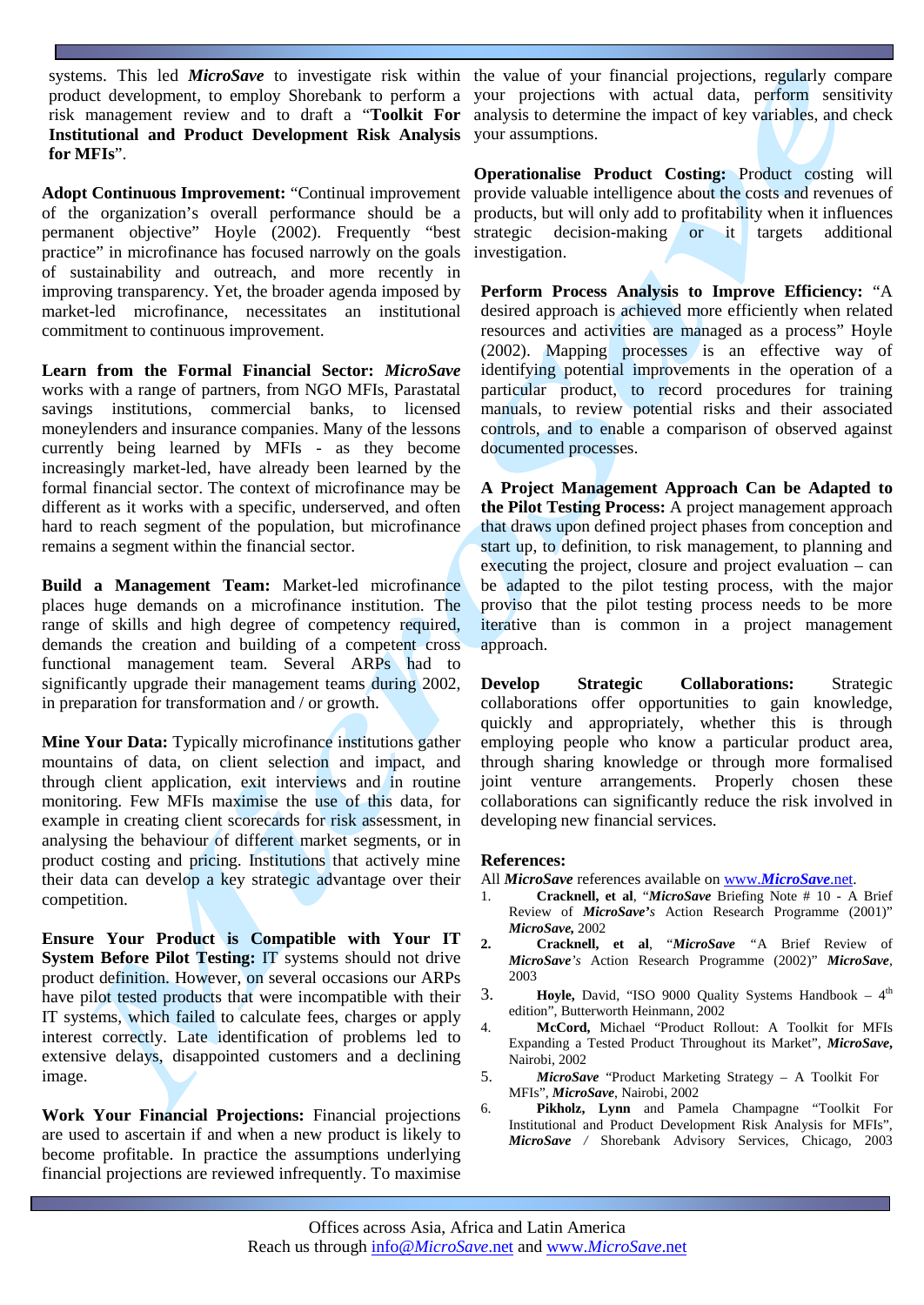systems. This led ***MicroSave*** to investigate risk within product development, to employ Shorebank to perform a risk management review and to draft a "**Toolkit For Institutional and Product Development Risk Analysis for MFIs**".

**Adopt Continuous Improvement:** "Continual improvement of the organization's overall performance should be a permanent objective" Hoyle (2002). Frequently "best practice" in microfinance has focused narrowly on the goals of sustainability and outreach, and more recently in improving transparency. Yet, the broader agenda imposed by market-led microfinance, necessitates an institutional commitment to continuous improvement.

**Learn from the Formal Financial Sector:** ***MicroSave*** works with a range of partners, from NGO MFIs, Parastatal savings institutions, commercial banks, to licensed moneylenders and insurance companies. Many of the lessons currently being learned by MFIs - as they become increasingly market-led, have already been learned by the formal financial sector. The context of microfinance may be different as it works with a specific, underserved, and often hard to reach segment of the population, but microfinance remains a segment within the financial sector.

**Build a Management Team:** Market-led microfinance places huge demands on a microfinance institution. The range of skills and high degree of competency required, demands the creation and building of a competent cross functional management team. Several ARPs had to significantly upgrade their management teams during 2002, in preparation for transformation and / or growth.

**Mine Your Data:** Typically microfinance institutions gather mountains of data, on client selection and impact, and through client application, exit interviews and in routine monitoring. Few MFIs maximise the use of this data, for example in creating client scorecards for risk assessment, in analysing the behaviour of different market segments, or in product costing and pricing. Institutions that actively mine their data can develop a key strategic advantage over their competition.

**Ensure Your Product is Compatible with Your IT System Before Pilot Testing:** IT systems should not drive product definition. However, on several occasions our ARPs have pilot tested products that were incompatible with their IT systems, which failed to calculate fees, charges or apply interest correctly. Late identification of problems led to extensive delays, disappointed customers and a declining image.

**Work Your Financial Projections:** Financial projections are used to ascertain if and when a new product is likely to become profitable. In practice the assumptions underlying financial projections are reviewed infrequently. To maximise the value of your financial projections, regularly compare your projections with actual data, perform sensitivity analysis to determine the impact of key variables, and check your assumptions.

**Operationalise Product Costing:** Product costing will provide valuable intelligence about the costs and revenues of products, but will only add to profitability when it influences strategic decision-making or it targets additional investigation.

**Perform Process Analysis to Improve Efficiency:** "A desired approach is achieved more efficiently when related resources and activities are managed as a process" Hoyle (2002). Mapping processes is an effective way of identifying potential improvements in the operation of a particular product, to record procedures for training manuals, to review potential risks and their associated controls, and to enable a comparison of observed against documented processes.

**A Project Management Approach Can be Adapted to the Pilot Testing Process:** A project management approach that draws upon defined project phases from conception and start up, to definition, to risk management, to planning and executing the project, closure and project evaluation – can be adapted to the pilot testing process, with the major proviso that the pilot testing process needs to be more iterative than is common in a project management approach.

**Develop Strategic Collaborations:** Strategic collaborations offer opportunities to gain knowledge, quickly and appropriately, whether this is through employing people who know a particular product area, through sharing knowledge or through more formalised joint venture arrangements. Properly chosen these collaborations can significantly reduce the risk involved in developing new financial services.

**References:**

All ***MicroSave*** references available on www.***MicroSave***.net.

1. **Cracknell, et al**, "***MicroSave*** Briefing Note # 10 - A Brief Review of ***MicroSave's*** Action Research Programme (2001)" ***MicroSave,*** 2002
2. **Cracknell, et al**, "***MicroSave*** "A Brief Review of ***MicroSave's*** Action Research Programme (2002)" ***MicroSave***, 2003
3. **Hoyle,** David, "ISO 9000 Quality Systems Handbook – 4th edition", Butterworth Heinmann, 2002
4. **McCord,** Michael "Product Rollout: A Toolkit for MFIs Expanding a Tested Product Throughout its Market", ***MicroSave,*** Nairobi, 2002
5. ***MicroSave*** "Product Marketing Strategy – A Toolkit For MFIs", ***MicroSave***, Nairobi, 2002
6. **Pikholz, Lynn** and Pamela Champagne "Toolkit For Institutional and Product Development Risk Analysis for MFIs", ***MicroSave*** / Shorebank Advisory Services, Chicago, 2003

Offices across Asia, Africa and Latin America
Reach us through info@*MicroSave*.net and www.*MicroSave*.net